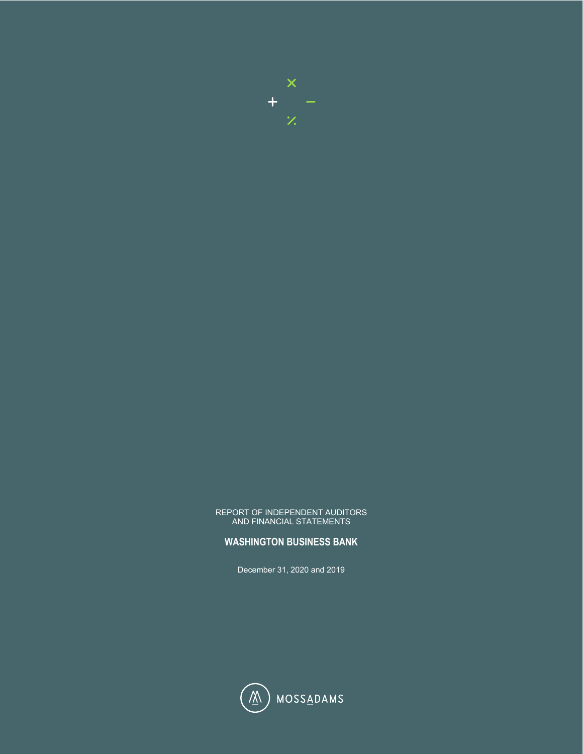REPORT OF INDEPENDENT AUDITORS
AND FINANCIAL STATEMENTS

**WASHINGTON BUSINESS BANK**

December 31, 2020 and 2019

MOSSADAMS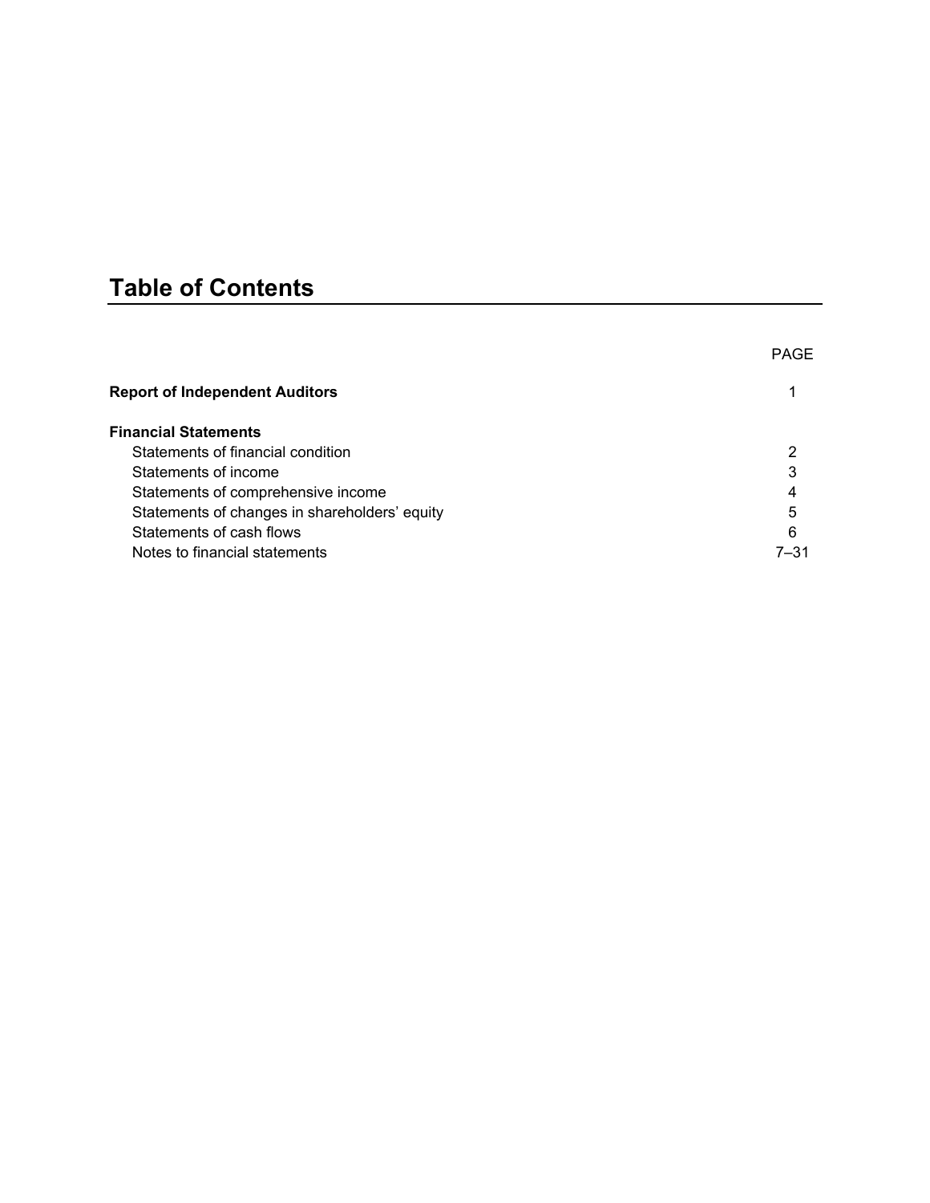# Table of Contents

| | PAGE |
|---|---|
| **Report of Independent Auditors** | 1 |
| **Financial Statements** | |
| Statements of financial condition | 2 |
| Statements of income | 3 |
| Statements of comprehensive income | 4 |
| Statements of changes in shareholders' equity | 5 |
| Statements of cash flows | 6 |
| Notes to financial statements | 7–31 |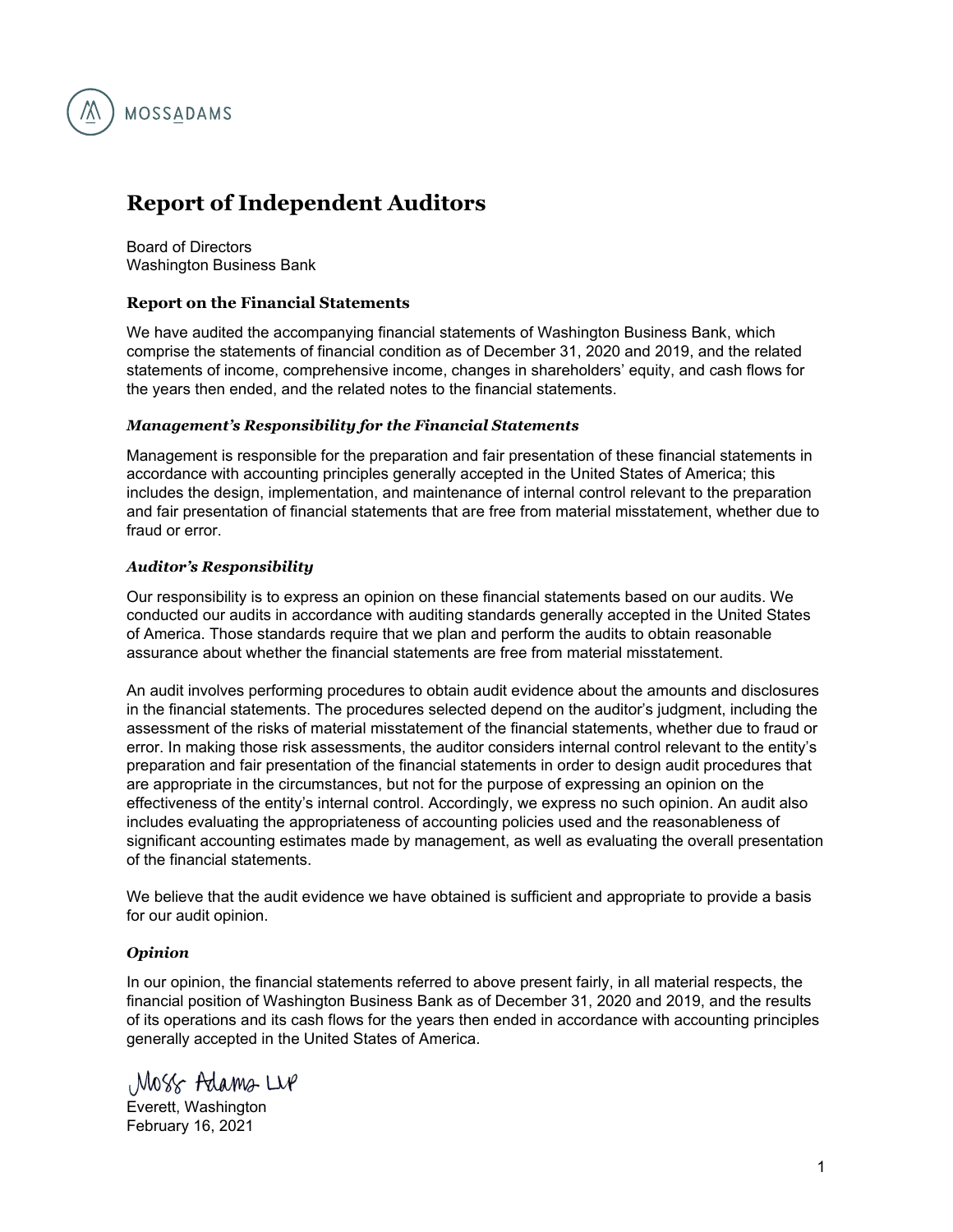MOSSADAMS

# Report of Independent Auditors

Board of Directors
Washington Business Bank

### Report on the Financial Statements

We have audited the accompanying financial statements of Washington Business Bank, which comprise the statements of financial condition as of December 31, 2020 and 2019, and the related statements of income, comprehensive income, changes in shareholders' equity, and cash flows for the years then ended, and the related notes to the financial statements.

#### *Management's Responsibility for the Financial Statements*

Management is responsible for the preparation and fair presentation of these financial statements in accordance with accounting principles generally accepted in the United States of America; this includes the design, implementation, and maintenance of internal control relevant to the preparation and fair presentation of financial statements that are free from material misstatement, whether due to fraud or error.

#### *Auditor's Responsibility*

Our responsibility is to express an opinion on these financial statements based on our audits. We conducted our audits in accordance with auditing standards generally accepted in the United States of America. Those standards require that we plan and perform the audits to obtain reasonable assurance about whether the financial statements are free from material misstatement.

An audit involves performing procedures to obtain audit evidence about the amounts and disclosures in the financial statements. The procedures selected depend on the auditor's judgment, including the assessment of the risks of material misstatement of the financial statements, whether due to fraud or error. In making those risk assessments, the auditor considers internal control relevant to the entity's preparation and fair presentation of the financial statements in order to design audit procedures that are appropriate in the circumstances, but not for the purpose of expressing an opinion on the effectiveness of the entity's internal control. Accordingly, we express no such opinion. An audit also includes evaluating the appropriateness of accounting policies used and the reasonableness of significant accounting estimates made by management, as well as evaluating the overall presentation of the financial statements.

We believe that the audit evidence we have obtained is sufficient and appropriate to provide a basis for our audit opinion.

#### *Opinion*

In our opinion, the financial statements referred to above present fairly, in all material respects, the financial position of Washington Business Bank as of December 31, 2020 and 2019, and the results of its operations and its cash flows for the years then ended in accordance with accounting principles generally accepted in the United States of America.

Moss Adams LLP

Everett, Washington
February 16, 2021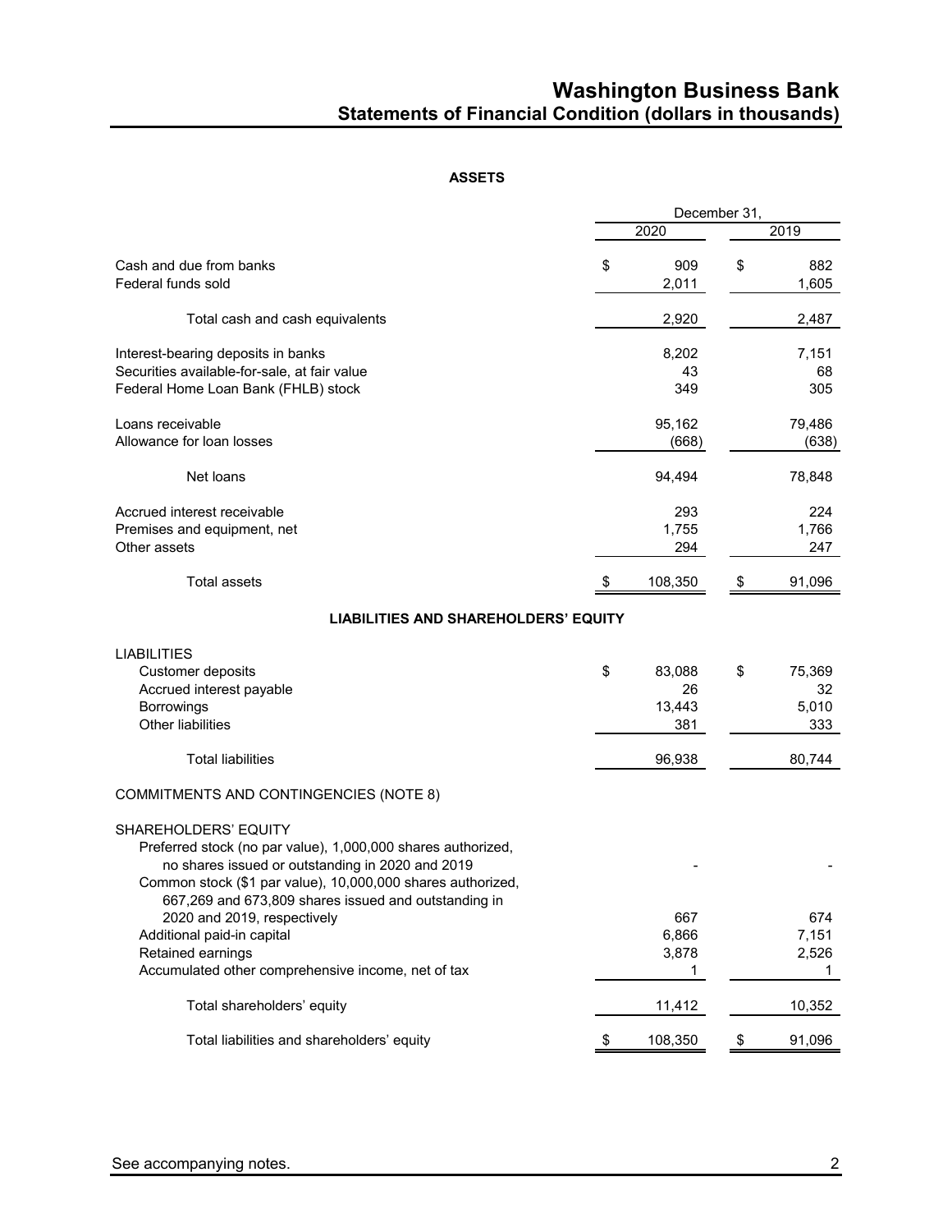# Washington Business Bank
## Statements of Financial Condition (dollars in thousands)

### ASSETS

| | December 31, 2020 | December 31, 2019 |
|---|---|---|
| Cash and due from banks | $ 909 | $ 882 |
| Federal funds sold | 2,011 | 1,605 |
| Total cash and cash equivalents | 2,920 | 2,487 |
| Interest-bearing deposits in banks | 8,202 | 7,151 |
| Securities available-for-sale, at fair value | 43 | 68 |
| Federal Home Loan Bank (FHLB) stock | 349 | 305 |
| Loans receivable | 95,162 | 79,486 |
| Allowance for loan losses | (668) | (638) |
| Net loans | 94,494 | 78,848 |
| Accrued interest receivable | 293 | 224 |
| Premises and equipment, net | 1,755 | 1,766 |
| Other assets | 294 | 247 |
| Total assets | $ 108,350 | $ 91,096 |

### LIABILITIES AND SHAREHOLDERS' EQUITY

| | December 31, 2020 | December 31, 2019 |
|---|---|---|
| **LIABILITIES** | | |
| Customer deposits | $ 83,088 | $ 75,369 |
| Accrued interest payable | 26 | 32 |
| Borrowings | 13,443 | 5,010 |
| Other liabilities | 381 | 333 |
| Total liabilities | 96,938 | 80,744 |
| COMMITMENTS AND CONTINGENCIES (NOTE 8) | | |
| **SHAREHOLDERS' EQUITY** | | |
| Preferred stock (no par value), 1,000,000 shares authorized, no shares issued or outstanding in 2020 and 2019 | - | - |
| Common stock ($1 par value), 10,000,000 shares authorized, 667,269 and 673,809 shares issued and outstanding in 2020 and 2019, respectively | 667 | 674 |
| Additional paid-in capital | 6,866 | 7,151 |
| Retained earnings | 3,878 | 2,526 |
| Accumulated other comprehensive income, net of tax | 1 | 1 |
| Total shareholders' equity | 11,412 | 10,352 |
| Total liabilities and shareholders' equity | $ 108,350 | $ 91,096 |

See accompanying notes.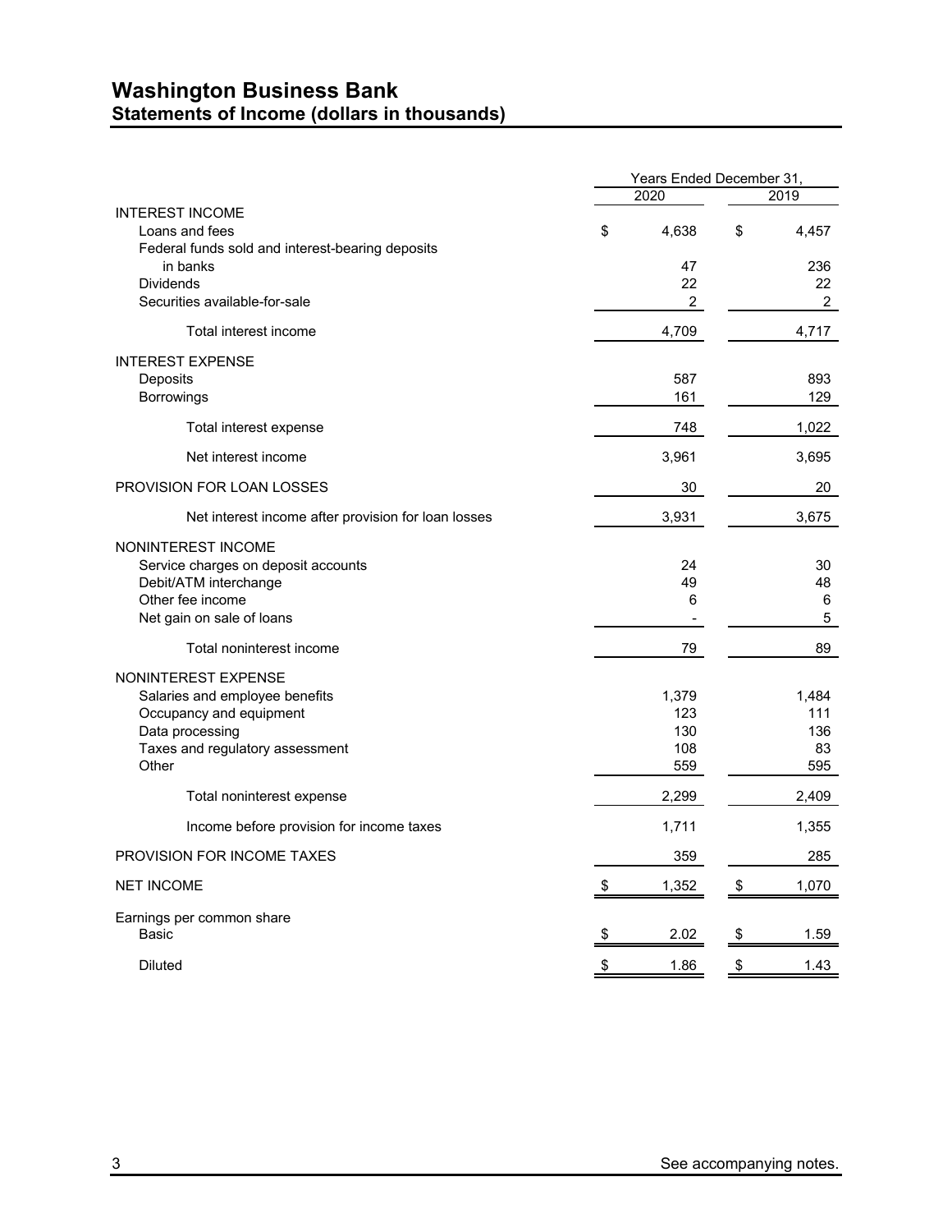# Washington Business Bank
## Statements of Income (dollars in thousands)

| | Years Ended December 31, | |
|---|---|---|
| | 2020 | 2019 |
| **INTEREST INCOME** | | |
| Loans and fees | $ 4,638 | $ 4,457 |
| Federal funds sold and interest-bearing deposits in banks | 47 | 236 |
| Dividends | 22 | 22 |
| Securities available-for-sale | 2 | 2 |
| Total interest income | 4,709 | 4,717 |
| **INTEREST EXPENSE** | | |
| Deposits | 587 | 893 |
| Borrowings | 161 | 129 |
| Total interest expense | 748 | 1,022 |
| Net interest income | 3,961 | 3,695 |
| **PROVISION FOR LOAN LOSSES** | 30 | 20 |
| Net interest income after provision for loan losses | 3,931 | 3,675 |
| **NONINTEREST INCOME** | | |
| Service charges on deposit accounts | 24 | 30 |
| Debit/ATM interchange | 49 | 48 |
| Other fee income | 6 | 6 |
| Net gain on sale of loans | - | 5 |
| Total noninterest income | 79 | 89 |
| **NONINTEREST EXPENSE** | | |
| Salaries and employee benefits | 1,379 | 1,484 |
| Occupancy and equipment | 123 | 111 |
| Data processing | 130 | 136 |
| Taxes and regulatory assessment | 108 | 83 |
| Other | 559 | 595 |
| Total noninterest expense | 2,299 | 2,409 |
| Income before provision for income taxes | 1,711 | 1,355 |
| **PROVISION FOR INCOME TAXES** | 359 | 285 |
| **NET INCOME** | $ 1,352 | $ 1,070 |
| Earnings per common share | | |
| Basic | $ 2.02 | $ 1.59 |
| Diluted | $ 1.86 | $ 1.43 |

See accompanying notes.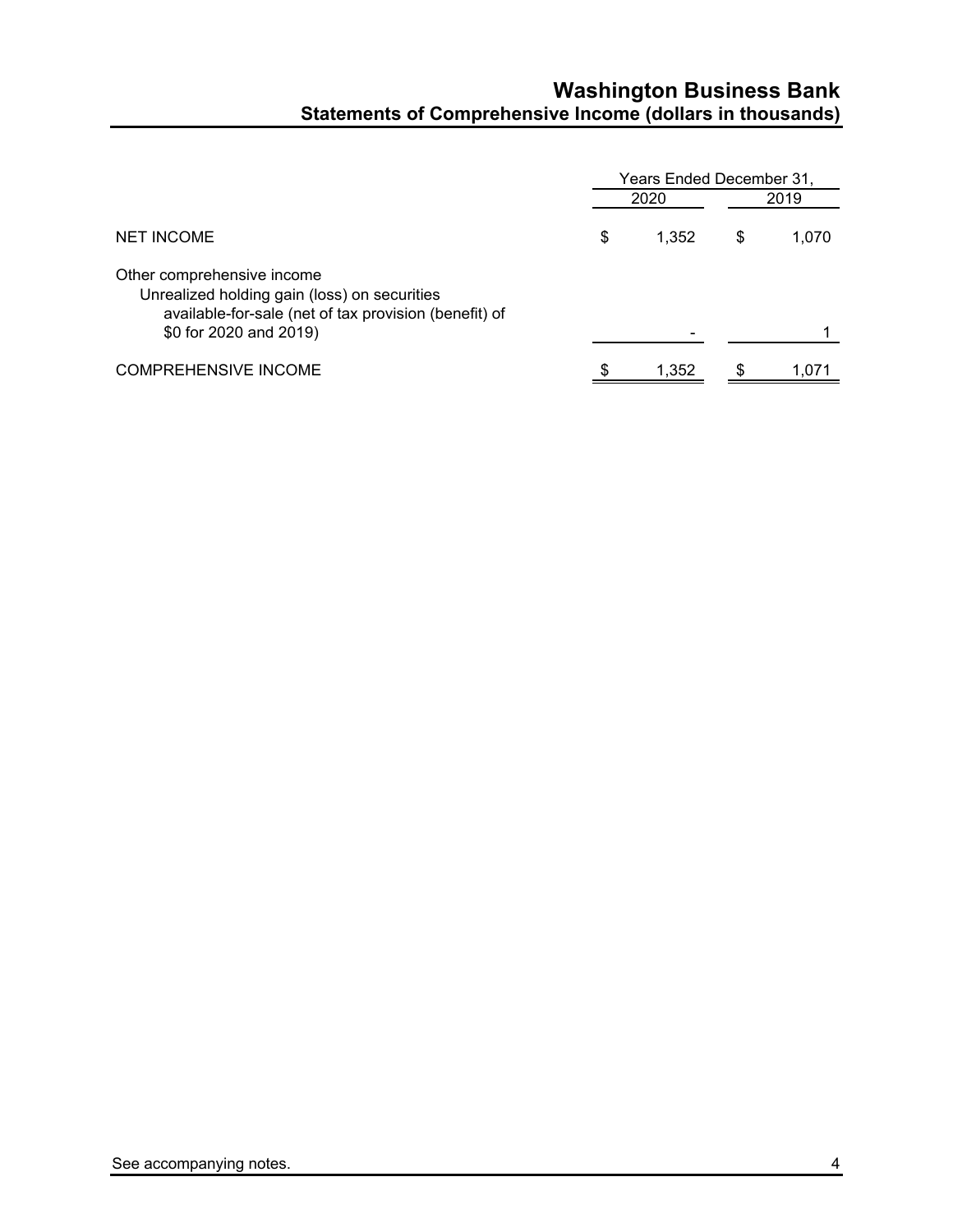# Washington Business Bank

## Statements of Comprehensive Income (dollars in thousands)

| | Years Ended December 31, | |
|---|---|---|
| | 2020 | 2019 |
| NET INCOME | $ 1,352 | $ 1,070 |
| Other comprehensive income | | |
| Unrealized holding gain (loss) on securities available-for-sale (net of tax provision (benefit) of $0 for 2020 and 2019) | - | 1 |
| COMPREHENSIVE INCOME | $ 1,352 | $ 1,071 |

See accompanying notes.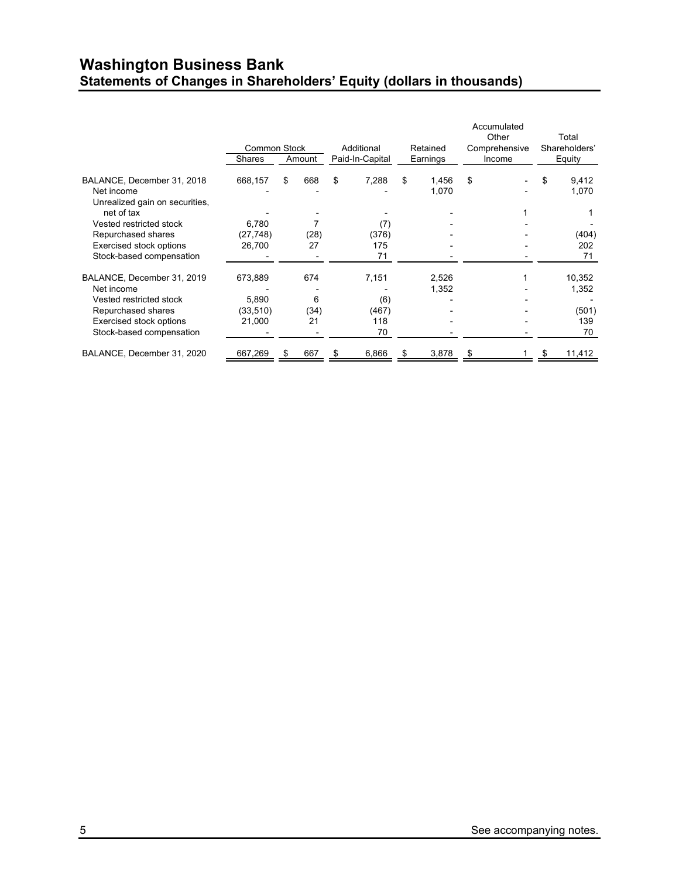# Washington Business Bank
## Statements of Changes in Shareholders' Equity (dollars in thousands)

| | Common Stock | | Additional | Retained | Accumulated Other Comprehensive | Total Shareholders' |
|---|---|---|---|---|---|---|
| | Shares | Amount | Paid-In-Capital | Earnings | Income | Equity |
| BALANCE, December 31, 2018 | 668,157 | $ 668 | $ 7,288 | $ 1,456 | $ - | $ 9,412 |
| Net income | - | - | - | 1,070 | - | 1,070 |
| Unrealized gain on securities, net of tax | - | - | - | - | 1 | 1 |
| Vested restricted stock | 6,780 | 7 | (7) | - | - | - |
| Repurchased shares | (27,748) | (28) | (376) | - | - | (404) |
| Exercised stock options | 26,700 | 27 | 175 | - | - | 202 |
| Stock-based compensation | - | - | 71 | - | - | 71 |
| BALANCE, December 31, 2019 | 673,889 | 674 | 7,151 | 2,526 | 1 | 10,352 |
| Net income | - | - | - | 1,352 | - | 1,352 |
| Vested restricted stock | 5,890 | 6 | (6) | - | - | - |
| Repurchased shares | (33,510) | (34) | (467) | - | - | (501) |
| Exercised stock options | 21,000 | 21 | 118 | - | - | 139 |
| Stock-based compensation | - | - | 70 | - | - | 70 |
| BALANCE, December 31, 2020 | 667,269 | $ 667 | $ 6,866 | $ 3,878 | $ 1 | $ 11,412 |

See accompanying notes.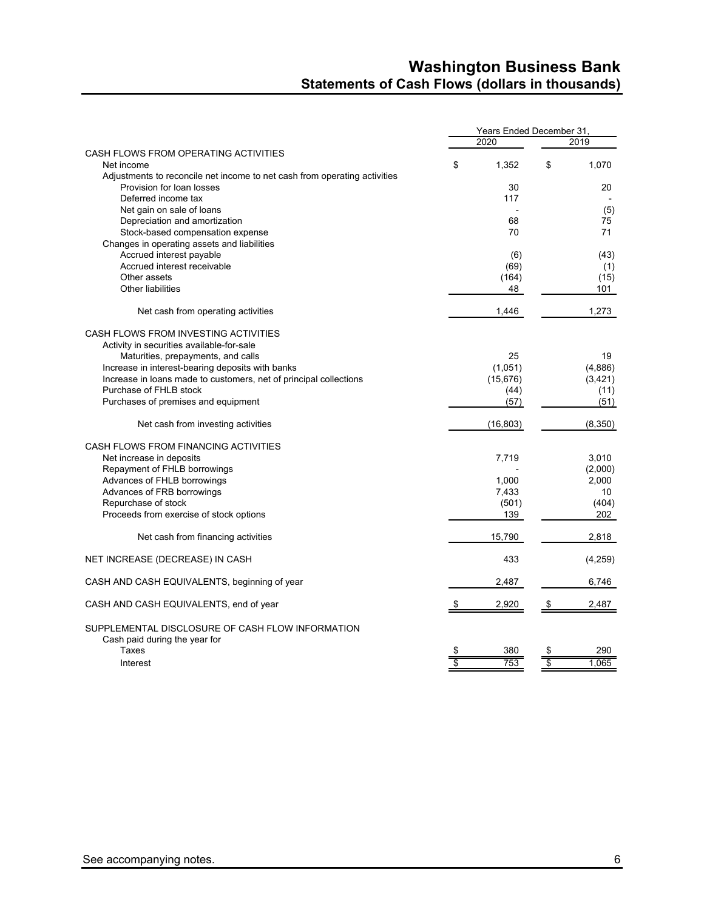# Washington Business Bank
## Statements of Cash Flows (dollars in thousands)

| | Years Ended December 31, | |
|---|---|---|
| | 2020 | 2019 |
| CASH FLOWS FROM OPERATING ACTIVITIES | | |
| Net income | $ 1,352 | $ 1,070 |
| Adjustments to reconcile net income to net cash from operating activities | | |
| Provision for loan losses | 30 | 20 |
| Deferred income tax | 117 | - |
| Net gain on sale of loans | - | (5) |
| Depreciation and amortization | 68 | 75 |
| Stock-based compensation expense | 70 | 71 |
| Changes in operating assets and liabilities | | |
| Accrued interest payable | (6) | (43) |
| Accrued interest receivable | (69) | (1) |
| Other assets | (164) | (15) |
| Other liabilities | 48 | 101 |
| Net cash from operating activities | 1,446 | 1,273 |
| CASH FLOWS FROM INVESTING ACTIVITIES | | |
| Activity in securities available-for-sale | | |
| Maturities, prepayments, and calls | 25 | 19 |
| Increase in interest-bearing deposits with banks | (1,051) | (4,886) |
| Increase in loans made to customers, net of principal collections | (15,676) | (3,421) |
| Purchase of FHLB stock | (44) | (11) |
| Purchases of premises and equipment | (57) | (51) |
| Net cash from investing activities | (16,803) | (8,350) |
| CASH FLOWS FROM FINANCING ACTIVITIES | | |
| Net increase in deposits | 7,719 | 3,010 |
| Repayment of FHLB borrowings | - | (2,000) |
| Advances of FHLB borrowings | 1,000 | 2,000 |
| Advances of FRB borrowings | 7,433 | 10 |
| Repurchase of stock | (501) | (404) |
| Proceeds from exercise of stock options | 139 | 202 |
| Net cash from financing activities | 15,790 | 2,818 |
| NET INCREASE (DECREASE) IN CASH | 433 | (4,259) |
| CASH AND CASH EQUIVALENTS, beginning of year | 2,487 | 6,746 |
| CASH AND CASH EQUIVALENTS, end of year | $ 2,920 | $ 2,487 |
| SUPPLEMENTAL DISCLOSURE OF CASH FLOW INFORMATION | | |
| Cash paid during the year for | | |
| Taxes | $ 380 | $ 290 |
| Interest | $ 753 | $ 1,065 |

See accompanying notes.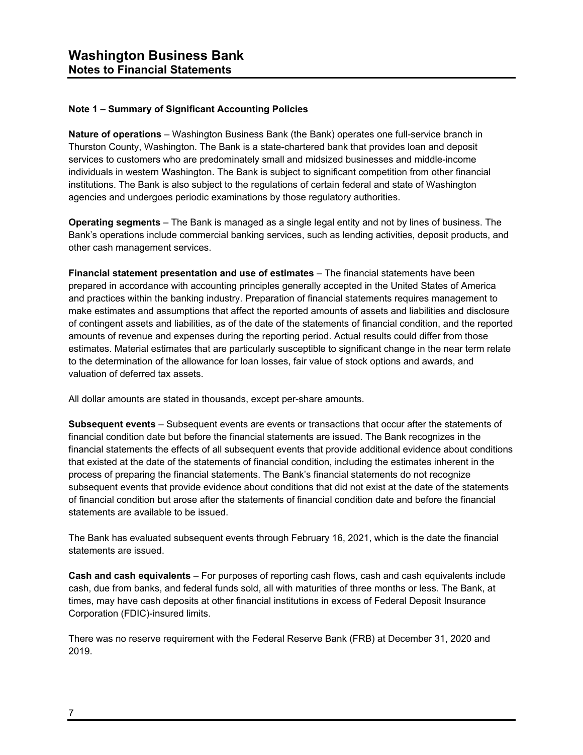# Washington Business Bank
## Notes to Financial Statements

### Note 1 – Summary of Significant Accounting Policies

**Nature of operations** – Washington Business Bank (the Bank) operates one full-service branch in Thurston County, Washington. The Bank is a state-chartered bank that provides loan and deposit services to customers who are predominately small and midsized businesses and middle-income individuals in western Washington. The Bank is subject to significant competition from other financial institutions. The Bank is also subject to the regulations of certain federal and state of Washington agencies and undergoes periodic examinations by those regulatory authorities.

**Operating segments** – The Bank is managed as a single legal entity and not by lines of business. The Bank's operations include commercial banking services, such as lending activities, deposit products, and other cash management services.

**Financial statement presentation and use of estimates** – The financial statements have been prepared in accordance with accounting principles generally accepted in the United States of America and practices within the banking industry. Preparation of financial statements requires management to make estimates and assumptions that affect the reported amounts of assets and liabilities and disclosure of contingent assets and liabilities, as of the date of the statements of financial condition, and the reported amounts of revenue and expenses during the reporting period. Actual results could differ from those estimates. Material estimates that are particularly susceptible to significant change in the near term relate to the determination of the allowance for loan losses, fair value of stock options and awards, and valuation of deferred tax assets.

All dollar amounts are stated in thousands, except per-share amounts.

**Subsequent events** – Subsequent events are events or transactions that occur after the statements of financial condition date but before the financial statements are issued. The Bank recognizes in the financial statements the effects of all subsequent events that provide additional evidence about conditions that existed at the date of the statements of financial condition, including the estimates inherent in the process of preparing the financial statements. The Bank's financial statements do not recognize subsequent events that provide evidence about conditions that did not exist at the date of the statements of financial condition but arose after the statements of financial condition date and before the financial statements are available to be issued.

The Bank has evaluated subsequent events through February 16, 2021, which is the date the financial statements are issued.

**Cash and cash equivalents** – For purposes of reporting cash flows, cash and cash equivalents include cash, due from banks, and federal funds sold, all with maturities of three months or less. The Bank, at times, may have cash deposits at other financial institutions in excess of Federal Deposit Insurance Corporation (FDIC)-insured limits.

There was no reserve requirement with the Federal Reserve Bank (FRB) at December 31, 2020 and 2019.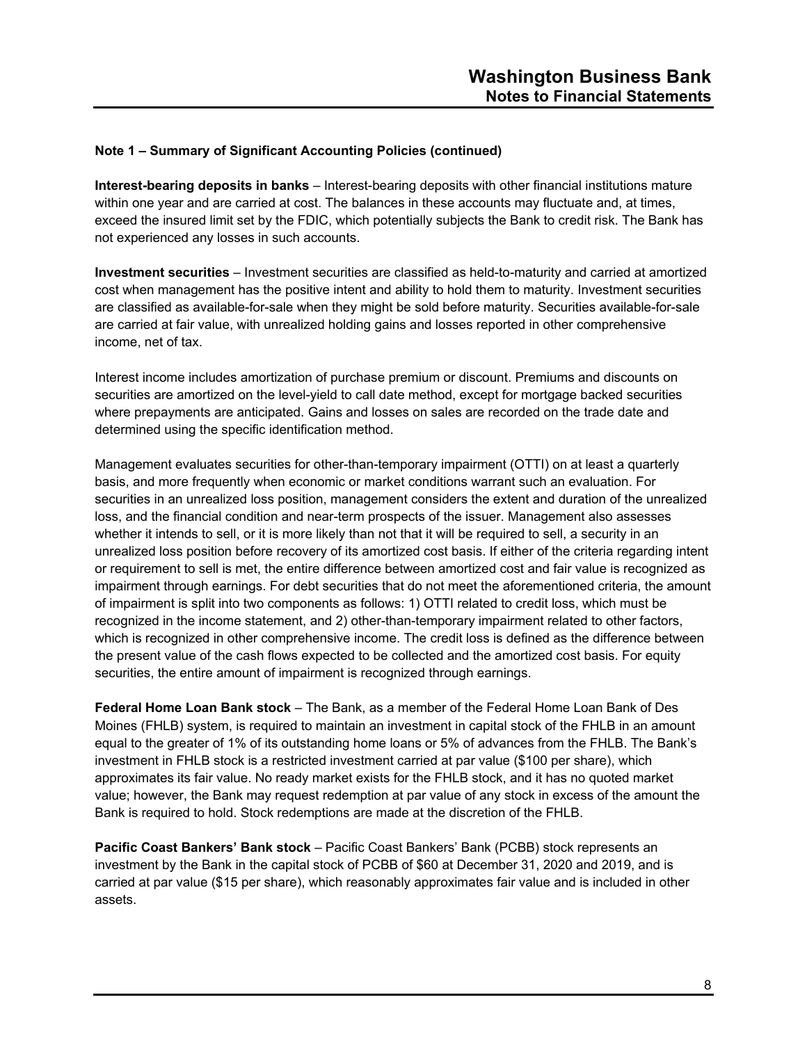## Note 1 – Summary of Significant Accounting Policies (continued)

**Interest-bearing deposits in banks** – Interest-bearing deposits with other financial institutions mature within one year and are carried at cost. The balances in these accounts may fluctuate and, at times, exceed the insured limit set by the FDIC, which potentially subjects the Bank to credit risk. The Bank has not experienced any losses in such accounts.

**Investment securities** – Investment securities are classified as held-to-maturity and carried at amortized cost when management has the positive intent and ability to hold them to maturity. Investment securities are classified as available-for-sale when they might be sold before maturity. Securities available-for-sale are carried at fair value, with unrealized holding gains and losses reported in other comprehensive income, net of tax.

Interest income includes amortization of purchase premium or discount. Premiums and discounts on securities are amortized on the level-yield to call date method, except for mortgage backed securities where prepayments are anticipated. Gains and losses on sales are recorded on the trade date and determined using the specific identification method.

Management evaluates securities for other-than-temporary impairment (OTTI) on at least a quarterly basis, and more frequently when economic or market conditions warrant such an evaluation. For securities in an unrealized loss position, management considers the extent and duration of the unrealized loss, and the financial condition and near-term prospects of the issuer. Management also assesses whether it intends to sell, or it is more likely than not that it will be required to sell, a security in an unrealized loss position before recovery of its amortized cost basis. If either of the criteria regarding intent or requirement to sell is met, the entire difference between amortized cost and fair value is recognized as impairment through earnings. For debt securities that do not meet the aforementioned criteria, the amount of impairment is split into two components as follows: 1) OTTI related to credit loss, which must be recognized in the income statement, and 2) other-than-temporary impairment related to other factors, which is recognized in other comprehensive income. The credit loss is defined as the difference between the present value of the cash flows expected to be collected and the amortized cost basis. For equity securities, the entire amount of impairment is recognized through earnings.

**Federal Home Loan Bank stock** – The Bank, as a member of the Federal Home Loan Bank of Des Moines (FHLB) system, is required to maintain an investment in capital stock of the FHLB in an amount equal to the greater of 1% of its outstanding home loans or 5% of advances from the FHLB. The Bank's investment in FHLB stock is a restricted investment carried at par value ($100 per share), which approximates its fair value. No ready market exists for the FHLB stock, and it has no quoted market value; however, the Bank may request redemption at par value of any stock in excess of the amount the Bank is required to hold. Stock redemptions are made at the discretion of the FHLB.

**Pacific Coast Bankers' Bank stock** – Pacific Coast Bankers' Bank (PCBB) stock represents an investment by the Bank in the capital stock of PCBB of $60 at December 31, 2020 and 2019, and is carried at par value ($15 per share), which reasonably approximates fair value and is included in other assets.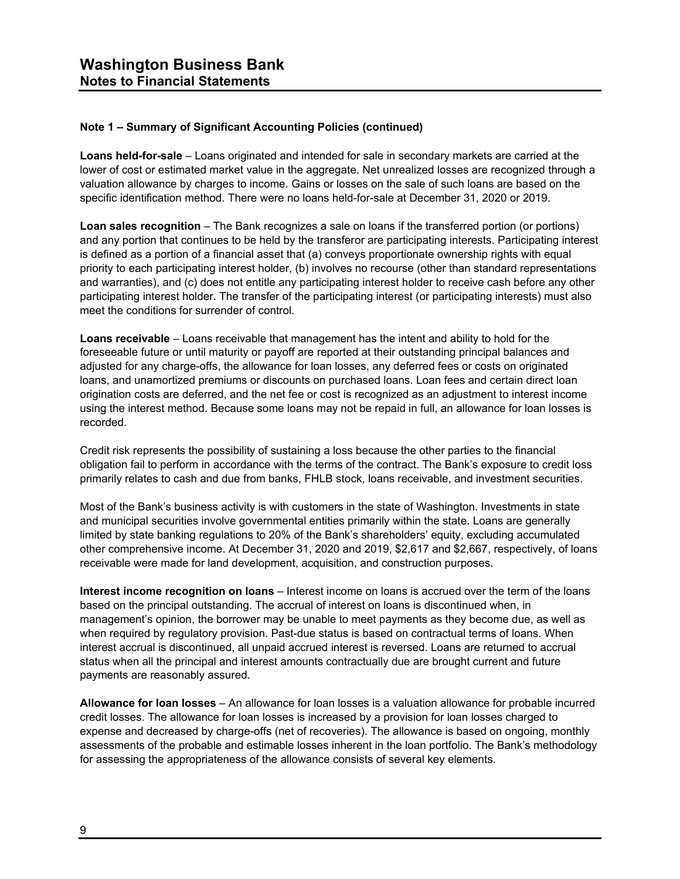**Note 1 – Summary of Significant Accounting Policies (continued)**

**Loans held-for-sale** – Loans originated and intended for sale in secondary markets are carried at the lower of cost or estimated market value in the aggregate. Net unrealized losses are recognized through a valuation allowance by charges to income. Gains or losses on the sale of such loans are based on the specific identification method. There were no loans held-for-sale at December 31, 2020 or 2019.

**Loan sales recognition** – The Bank recognizes a sale on loans if the transferred portion (or portions) and any portion that continues to be held by the transferor are participating interests. Participating interest is defined as a portion of a financial asset that (a) conveys proportionate ownership rights with equal priority to each participating interest holder, (b) involves no recourse (other than standard representations and warranties), and (c) does not entitle any participating interest holder to receive cash before any other participating interest holder. The transfer of the participating interest (or participating interests) must also meet the conditions for surrender of control.

**Loans receivable** – Loans receivable that management has the intent and ability to hold for the foreseeable future or until maturity or payoff are reported at their outstanding principal balances and adjusted for any charge-offs, the allowance for loan losses, any deferred fees or costs on originated loans, and unamortized premiums or discounts on purchased loans. Loan fees and certain direct loan origination costs are deferred, and the net fee or cost is recognized as an adjustment to interest income using the interest method. Because some loans may not be repaid in full, an allowance for loan losses is recorded.

Credit risk represents the possibility of sustaining a loss because the other parties to the financial obligation fail to perform in accordance with the terms of the contract. The Bank's exposure to credit loss primarily relates to cash and due from banks, FHLB stock, loans receivable, and investment securities.

Most of the Bank's business activity is with customers in the state of Washington. Investments in state and municipal securities involve governmental entities primarily within the state. Loans are generally limited by state banking regulations to 20% of the Bank's shareholders' equity, excluding accumulated other comprehensive income. At December 31, 2020 and 2019, $2,617 and $2,667, respectively, of loans receivable were made for land development, acquisition, and construction purposes.

**Interest income recognition on loans** – Interest income on loans is accrued over the term of the loans based on the principal outstanding. The accrual of interest on loans is discontinued when, in management's opinion, the borrower may be unable to meet payments as they become due, as well as when required by regulatory provision. Past-due status is based on contractual terms of loans. When interest accrual is discontinued, all unpaid accrued interest is reversed. Loans are returned to accrual status when all the principal and interest amounts contractually due are brought current and future payments are reasonably assured.

**Allowance for loan losses** – An allowance for loan losses is a valuation allowance for probable incurred credit losses. The allowance for loan losses is increased by a provision for loan losses charged to expense and decreased by charge-offs (net of recoveries). The allowance is based on ongoing, monthly assessments of the probable and estimable losses inherent in the loan portfolio. The Bank's methodology for assessing the appropriateness of the allowance consists of several key elements.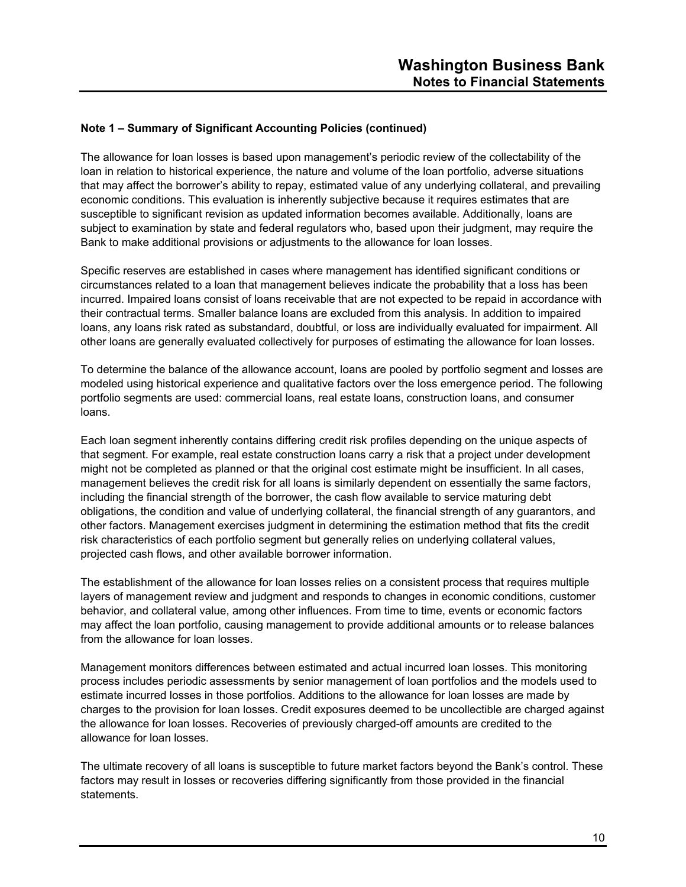### Note 1 – Summary of Significant Accounting Policies (continued)

The allowance for loan losses is based upon management's periodic review of the collectability of the loan in relation to historical experience, the nature and volume of the loan portfolio, adverse situations that may affect the borrower's ability to repay, estimated value of any underlying collateral, and prevailing economic conditions. This evaluation is inherently subjective because it requires estimates that are susceptible to significant revision as updated information becomes available. Additionally, loans are subject to examination by state and federal regulators who, based upon their judgment, may require the Bank to make additional provisions or adjustments to the allowance for loan losses.

Specific reserves are established in cases where management has identified significant conditions or circumstances related to a loan that management believes indicate the probability that a loss has been incurred. Impaired loans consist of loans receivable that are not expected to be repaid in accordance with their contractual terms. Smaller balance loans are excluded from this analysis. In addition to impaired loans, any loans risk rated as substandard, doubtful, or loss are individually evaluated for impairment. All other loans are generally evaluated collectively for purposes of estimating the allowance for loan losses.

To determine the balance of the allowance account, loans are pooled by portfolio segment and losses are modeled using historical experience and qualitative factors over the loss emergence period. The following portfolio segments are used: commercial loans, real estate loans, construction loans, and consumer loans.

Each loan segment inherently contains differing credit risk profiles depending on the unique aspects of that segment. For example, real estate construction loans carry a risk that a project under development might not be completed as planned or that the original cost estimate might be insufficient. In all cases, management believes the credit risk for all loans is similarly dependent on essentially the same factors, including the financial strength of the borrower, the cash flow available to service maturing debt obligations, the condition and value of underlying collateral, the financial strength of any guarantors, and other factors. Management exercises judgment in determining the estimation method that fits the credit risk characteristics of each portfolio segment but generally relies on underlying collateral values, projected cash flows, and other available borrower information.

The establishment of the allowance for loan losses relies on a consistent process that requires multiple layers of management review and judgment and responds to changes in economic conditions, customer behavior, and collateral value, among other influences. From time to time, events or economic factors may affect the loan portfolio, causing management to provide additional amounts or to release balances from the allowance for loan losses.

Management monitors differences between estimated and actual incurred loan losses. This monitoring process includes periodic assessments by senior management of loan portfolios and the models used to estimate incurred losses in those portfolios. Additions to the allowance for loan losses are made by charges to the provision for loan losses. Credit exposures deemed to be uncollectible are charged against the allowance for loan losses. Recoveries of previously charged-off amounts are credited to the allowance for loan losses.

The ultimate recovery of all loans is susceptible to future market factors beyond the Bank's control. These factors may result in losses or recoveries differing significantly from those provided in the financial statements.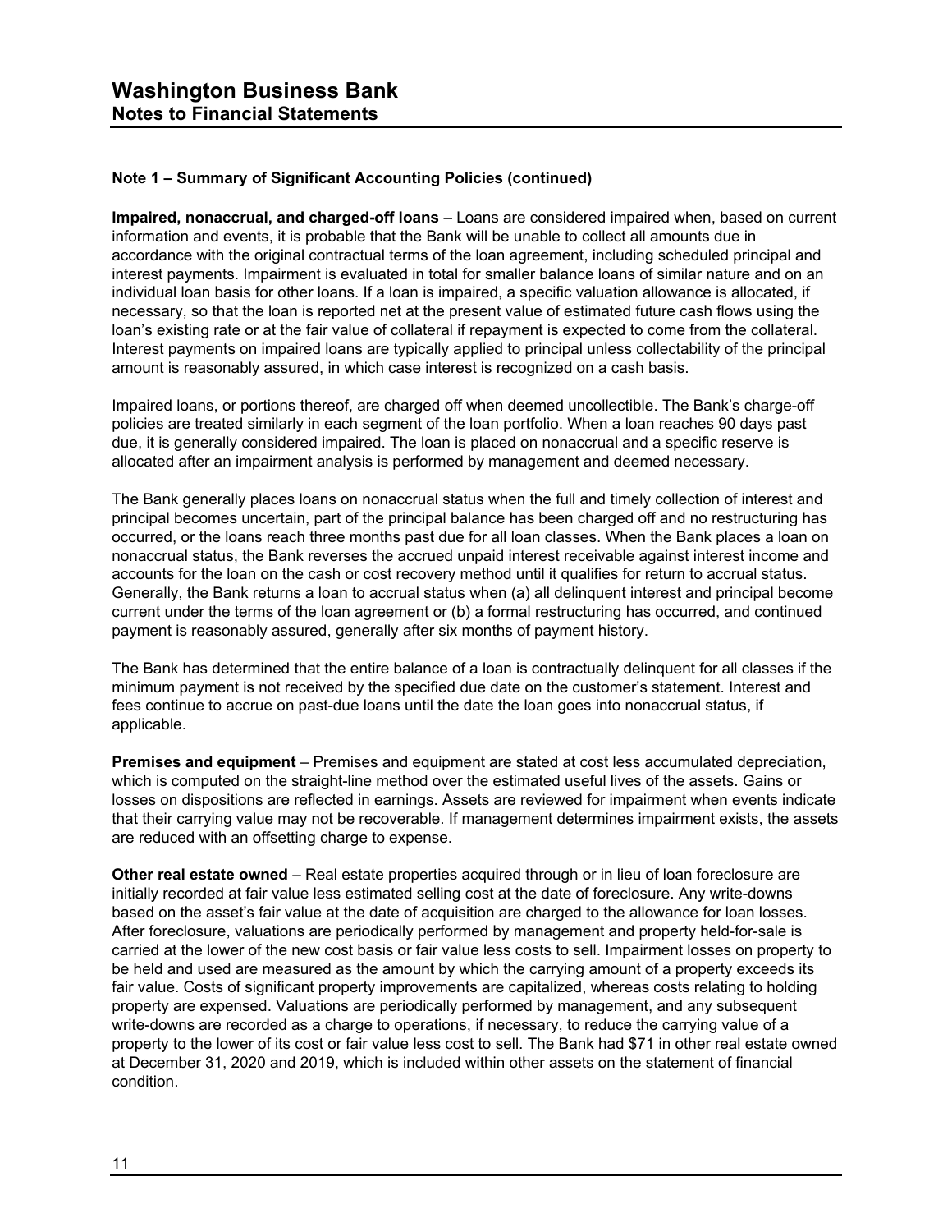### Note 1 – Summary of Significant Accounting Policies (continued)

**Impaired, nonaccrual, and charged-off loans** – Loans are considered impaired when, based on current information and events, it is probable that the Bank will be unable to collect all amounts due in accordance with the original contractual terms of the loan agreement, including scheduled principal and interest payments. Impairment is evaluated in total for smaller balance loans of similar nature and on an individual loan basis for other loans. If a loan is impaired, a specific valuation allowance is allocated, if necessary, so that the loan is reported net at the present value of estimated future cash flows using the loan's existing rate or at the fair value of collateral if repayment is expected to come from the collateral. Interest payments on impaired loans are typically applied to principal unless collectability of the principal amount is reasonably assured, in which case interest is recognized on a cash basis.

Impaired loans, or portions thereof, are charged off when deemed uncollectible. The Bank's charge-off policies are treated similarly in each segment of the loan portfolio. When a loan reaches 90 days past due, it is generally considered impaired. The loan is placed on nonaccrual and a specific reserve is allocated after an impairment analysis is performed by management and deemed necessary.

The Bank generally places loans on nonaccrual status when the full and timely collection of interest and principal becomes uncertain, part of the principal balance has been charged off and no restructuring has occurred, or the loans reach three months past due for all loan classes. When the Bank places a loan on nonaccrual status, the Bank reverses the accrued unpaid interest receivable against interest income and accounts for the loan on the cash or cost recovery method until it qualifies for return to accrual status. Generally, the Bank returns a loan to accrual status when (a) all delinquent interest and principal become current under the terms of the loan agreement or (b) a formal restructuring has occurred, and continued payment is reasonably assured, generally after six months of payment history.

The Bank has determined that the entire balance of a loan is contractually delinquent for all classes if the minimum payment is not received by the specified due date on the customer's statement. Interest and fees continue to accrue on past-due loans until the date the loan goes into nonaccrual status, if applicable.

**Premises and equipment** – Premises and equipment are stated at cost less accumulated depreciation, which is computed on the straight-line method over the estimated useful lives of the assets. Gains or losses on dispositions are reflected in earnings. Assets are reviewed for impairment when events indicate that their carrying value may not be recoverable. If management determines impairment exists, the assets are reduced with an offsetting charge to expense.

**Other real estate owned** – Real estate properties acquired through or in lieu of loan foreclosure are initially recorded at fair value less estimated selling cost at the date of foreclosure. Any write-downs based on the asset's fair value at the date of acquisition are charged to the allowance for loan losses. After foreclosure, valuations are periodically performed by management and property held-for-sale is carried at the lower of the new cost basis or fair value less costs to sell. Impairment losses on property to be held and used are measured as the amount by which the carrying amount of a property exceeds its fair value. Costs of significant property improvements are capitalized, whereas costs relating to holding property are expensed. Valuations are periodically performed by management, and any subsequent write-downs are recorded as a charge to operations, if necessary, to reduce the carrying value of a property to the lower of its cost or fair value less cost to sell. The Bank had $71 in other real estate owned at December 31, 2020 and 2019, which is included within other assets on the statement of financial condition.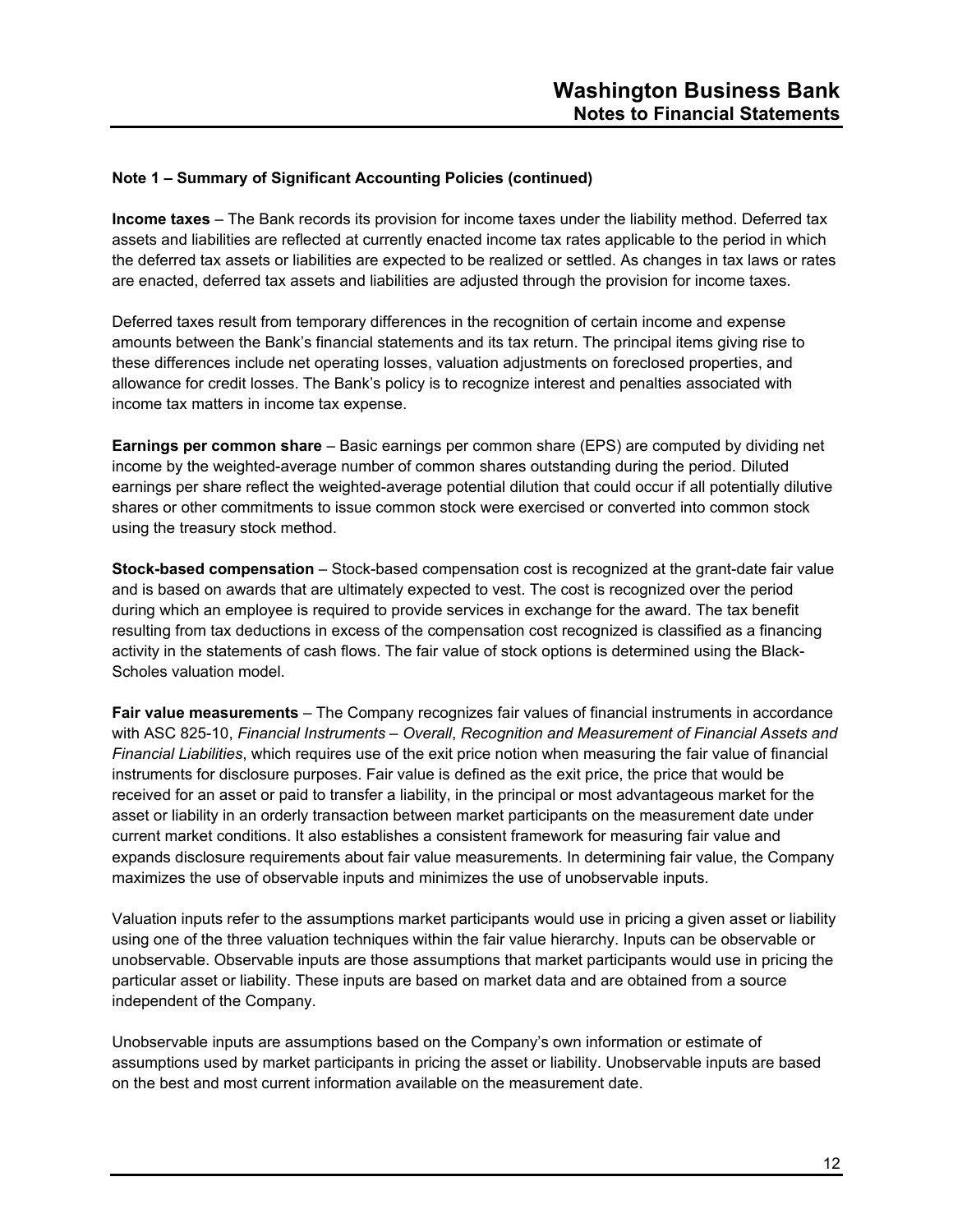### Note 1 – Summary of Significant Accounting Policies (continued)

**Income taxes** – The Bank records its provision for income taxes under the liability method. Deferred tax assets and liabilities are reflected at currently enacted income tax rates applicable to the period in which the deferred tax assets or liabilities are expected to be realized or settled. As changes in tax laws or rates are enacted, deferred tax assets and liabilities are adjusted through the provision for income taxes.

Deferred taxes result from temporary differences in the recognition of certain income and expense amounts between the Bank's financial statements and its tax return. The principal items giving rise to these differences include net operating losses, valuation adjustments on foreclosed properties, and allowance for credit losses. The Bank's policy is to recognize interest and penalties associated with income tax matters in income tax expense.

**Earnings per common share** – Basic earnings per common share (EPS) are computed by dividing net income by the weighted-average number of common shares outstanding during the period. Diluted earnings per share reflect the weighted-average potential dilution that could occur if all potentially dilutive shares or other commitments to issue common stock were exercised or converted into common stock using the treasury stock method.

**Stock-based compensation** – Stock-based compensation cost is recognized at the grant-date fair value and is based on awards that are ultimately expected to vest. The cost is recognized over the period during which an employee is required to provide services in exchange for the award. The tax benefit resulting from tax deductions in excess of the compensation cost recognized is classified as a financing activity in the statements of cash flows. The fair value of stock options is determined using the Black-Scholes valuation model.

**Fair value measurements** – The Company recognizes fair values of financial instruments in accordance with ASC 825-10, *Financial Instruments – Overall*, *Recognition and Measurement of Financial Assets and Financial Liabilities*, which requires use of the exit price notion when measuring the fair value of financial instruments for disclosure purposes. Fair value is defined as the exit price, the price that would be received for an asset or paid to transfer a liability, in the principal or most advantageous market for the asset or liability in an orderly transaction between market participants on the measurement date under current market conditions. It also establishes a consistent framework for measuring fair value and expands disclosure requirements about fair value measurements. In determining fair value, the Company maximizes the use of observable inputs and minimizes the use of unobservable inputs.

Valuation inputs refer to the assumptions market participants would use in pricing a given asset or liability using one of the three valuation techniques within the fair value hierarchy. Inputs can be observable or unobservable. Observable inputs are those assumptions that market participants would use in pricing the particular asset or liability. These inputs are based on market data and are obtained from a source independent of the Company.

Unobservable inputs are assumptions based on the Company's own information or estimate of assumptions used by market participants in pricing the asset or liability. Unobservable inputs are based on the best and most current information available on the measurement date.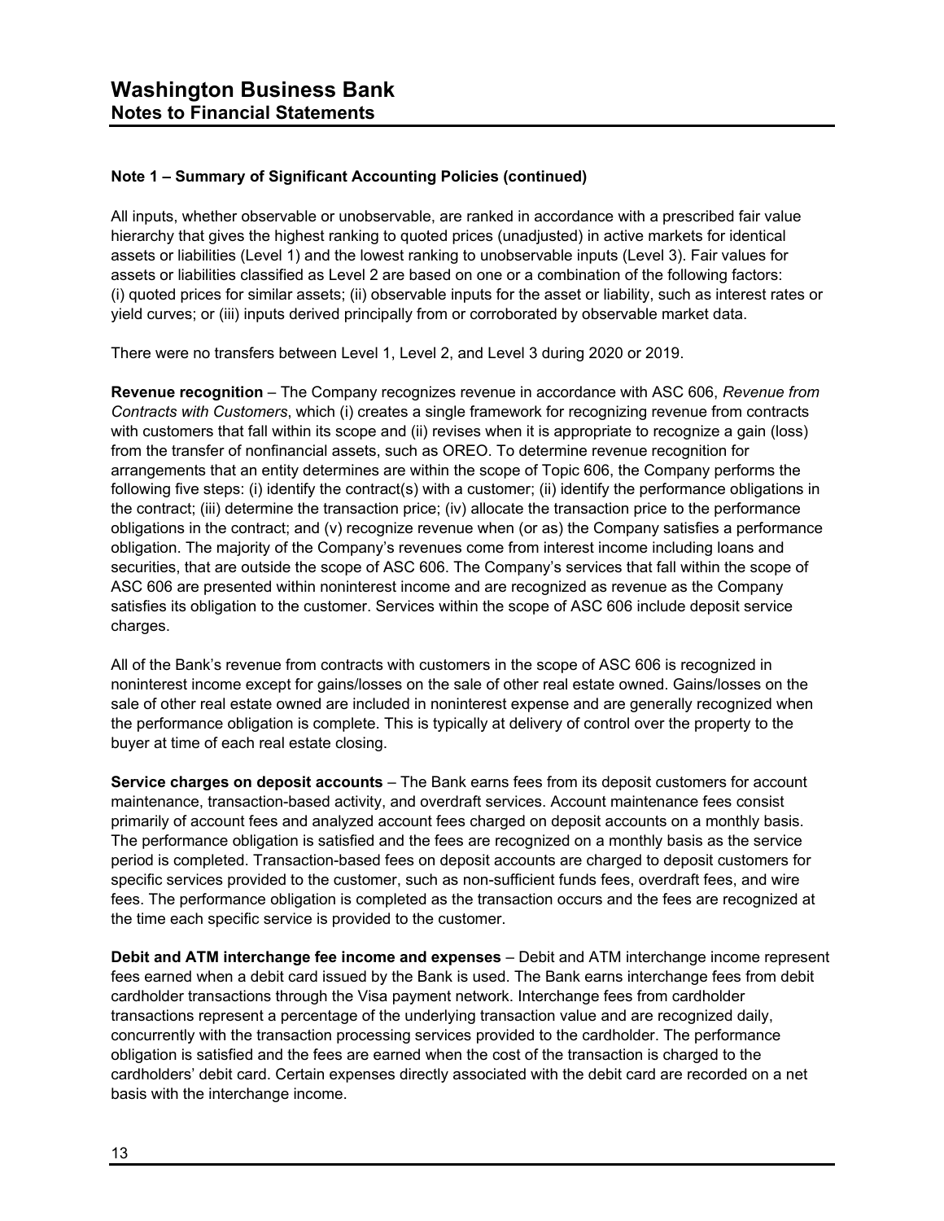**Note 1 – Summary of Significant Accounting Policies (continued)**

All inputs, whether observable or unobservable, are ranked in accordance with a prescribed fair value hierarchy that gives the highest ranking to quoted prices (unadjusted) in active markets for identical assets or liabilities (Level 1) and the lowest ranking to unobservable inputs (Level 3). Fair values for assets or liabilities classified as Level 2 are based on one or a combination of the following factors: (i) quoted prices for similar assets; (ii) observable inputs for the asset or liability, such as interest rates or yield curves; or (iii) inputs derived principally from or corroborated by observable market data.

There were no transfers between Level 1, Level 2, and Level 3 during 2020 or 2019.

**Revenue recognition** – The Company recognizes revenue in accordance with ASC 606, *Revenue from Contracts with Customers*, which (i) creates a single framework for recognizing revenue from contracts with customers that fall within its scope and (ii) revises when it is appropriate to recognize a gain (loss) from the transfer of nonfinancial assets, such as OREO. To determine revenue recognition for arrangements that an entity determines are within the scope of Topic 606, the Company performs the following five steps: (i) identify the contract(s) with a customer; (ii) identify the performance obligations in the contract; (iii) determine the transaction price; (iv) allocate the transaction price to the performance obligations in the contract; and (v) recognize revenue when (or as) the Company satisfies a performance obligation. The majority of the Company's revenues come from interest income including loans and securities, that are outside the scope of ASC 606. The Company's services that fall within the scope of ASC 606 are presented within noninterest income and are recognized as revenue as the Company satisfies its obligation to the customer. Services within the scope of ASC 606 include deposit service charges.

All of the Bank's revenue from contracts with customers in the scope of ASC 606 is recognized in noninterest income except for gains/losses on the sale of other real estate owned. Gains/losses on the sale of other real estate owned are included in noninterest expense and are generally recognized when the performance obligation is complete. This is typically at delivery of control over the property to the buyer at time of each real estate closing.

**Service charges on deposit accounts** – The Bank earns fees from its deposit customers for account maintenance, transaction-based activity, and overdraft services. Account maintenance fees consist primarily of account fees and analyzed account fees charged on deposit accounts on a monthly basis. The performance obligation is satisfied and the fees are recognized on a monthly basis as the service period is completed. Transaction-based fees on deposit accounts are charged to deposit customers for specific services provided to the customer, such as non-sufficient funds fees, overdraft fees, and wire fees. The performance obligation is completed as the transaction occurs and the fees are recognized at the time each specific service is provided to the customer.

**Debit and ATM interchange fee income and expenses** – Debit and ATM interchange income represent fees earned when a debit card issued by the Bank is used. The Bank earns interchange fees from debit cardholder transactions through the Visa payment network. Interchange fees from cardholder transactions represent a percentage of the underlying transaction value and are recognized daily, concurrently with the transaction processing services provided to the cardholder. The performance obligation is satisfied and the fees are earned when the cost of the transaction is charged to the cardholders' debit card. Certain expenses directly associated with the debit card are recorded on a net basis with the interchange income.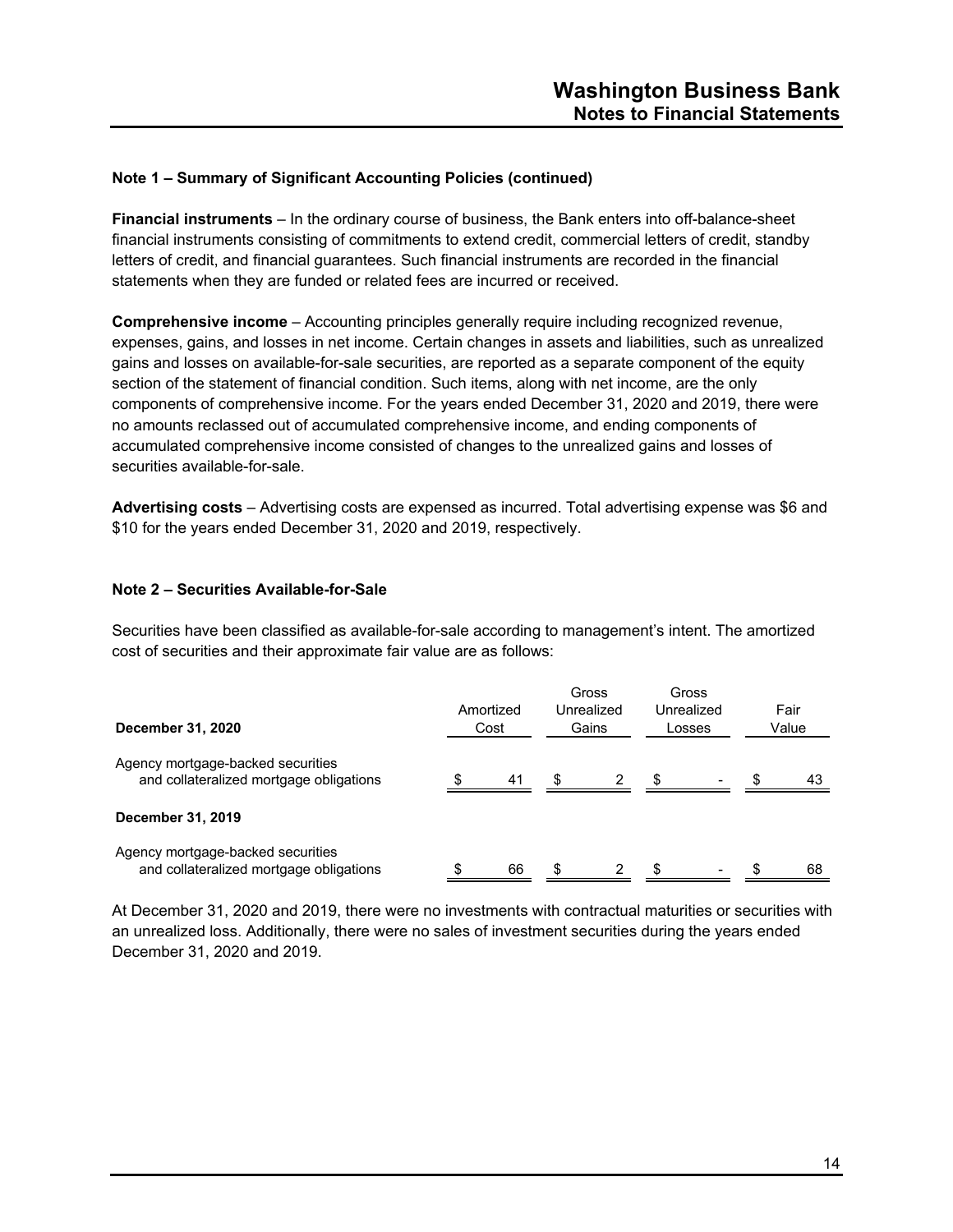### Note 1 – Summary of Significant Accounting Policies (continued)

**Financial instruments** – In the ordinary course of business, the Bank enters into off-balance-sheet financial instruments consisting of commitments to extend credit, commercial letters of credit, standby letters of credit, and financial guarantees. Such financial instruments are recorded in the financial statements when they are funded or related fees are incurred or received.

**Comprehensive income** – Accounting principles generally require including recognized revenue, expenses, gains, and losses in net income. Certain changes in assets and liabilities, such as unrealized gains and losses on available-for-sale securities, are reported as a separate component of the equity section of the statement of financial condition. Such items, along with net income, are the only components of comprehensive income. For the years ended December 31, 2020 and 2019, there were no amounts reclassed out of accumulated comprehensive income, and ending components of accumulated comprehensive income consisted of changes to the unrealized gains and losses of securities available-for-sale.

**Advertising costs** – Advertising costs are expensed as incurred. Total advertising expense was $6 and $10 for the years ended December 31, 2020 and 2019, respectively.

### Note 2 – Securities Available-for-Sale

Securities have been classified as available-for-sale according to management's intent. The amortized cost of securities and their approximate fair value are as follows:

| December 31, 2020 | Amortized Cost | Gross Unrealized Gains | Gross Unrealized Losses | Fair Value |
|---|---|---|---|---|
| Agency mortgage-backed securities and collateralized mortgage obligations | $ 41 | $ 2 | $ - | $ 43 |
| **December 31, 2019** | | | | |
| Agency mortgage-backed securities and collateralized mortgage obligations | $ 66 | $ 2 | $ - | $ 68 |

At December 31, 2020 and 2019, there were no investments with contractual maturities or securities with an unrealized loss. Additionally, there were no sales of investment securities during the years ended December 31, 2020 and 2019.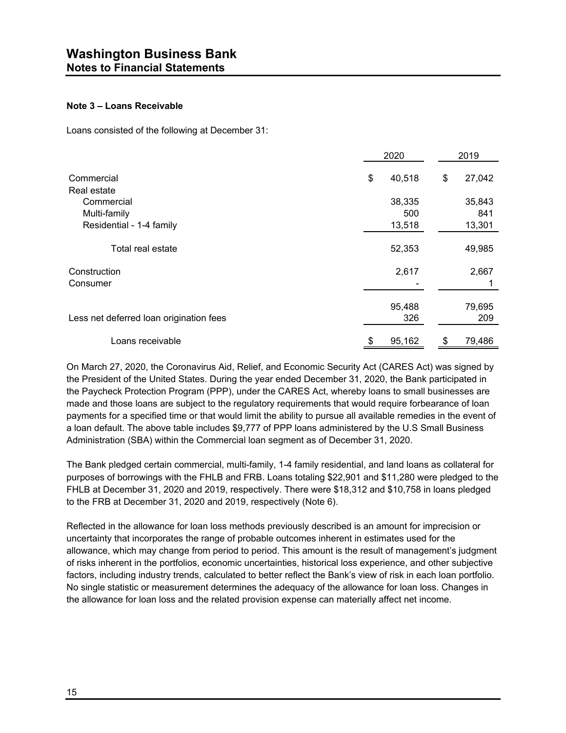### Note 3 – Loans Receivable

Loans consisted of the following at December 31:

| | 2020 | 2019 |
|---|---|---|
| Commercial | $ 40,518 | $ 27,042 |
| Real estate | | |
| Commercial | 38,335 | 35,843 |
| Multi-family | 500 | 841 |
| Residential - 1-4 family | 13,518 | 13,301 |
| Total real estate | 52,353 | 49,985 |
| Construction | 2,617 | 2,667 |
| Consumer | - | 1 |
| | 95,488 | 79,695 |
| Less net deferred loan origination fees | 326 | 209 |
| Loans receivable | $ 95,162 | $ 79,486 |

On March 27, 2020, the Coronavirus Aid, Relief, and Economic Security Act (CARES Act) was signed by the President of the United States. During the year ended December 31, 2020, the Bank participated in the Paycheck Protection Program (PPP), under the CARES Act, whereby loans to small businesses are made and those loans are subject to the regulatory requirements that would require forbearance of loan payments for a specified time or that would limit the ability to pursue all available remedies in the event of a loan default. The above table includes $9,777 of PPP loans administered by the U.S Small Business Administration (SBA) within the Commercial loan segment as of December 31, 2020.

The Bank pledged certain commercial, multi-family, 1-4 family residential, and land loans as collateral for purposes of borrowings with the FHLB and FRB. Loans totaling $22,901 and $11,280 were pledged to the FHLB at December 31, 2020 and 2019, respectively. There were $18,312 and $10,758 in loans pledged to the FRB at December 31, 2020 and 2019, respectively (Note 6).

Reflected in the allowance for loan loss methods previously described is an amount for imprecision or uncertainty that incorporates the range of probable outcomes inherent in estimates used for the allowance, which may change from period to period. This amount is the result of management's judgment of risks inherent in the portfolios, economic uncertainties, historical loss experience, and other subjective factors, including industry trends, calculated to better reflect the Bank's view of risk in each loan portfolio. No single statistic or measurement determines the adequacy of the allowance for loan loss. Changes in the allowance for loan loss and the related provision expense can materially affect net income.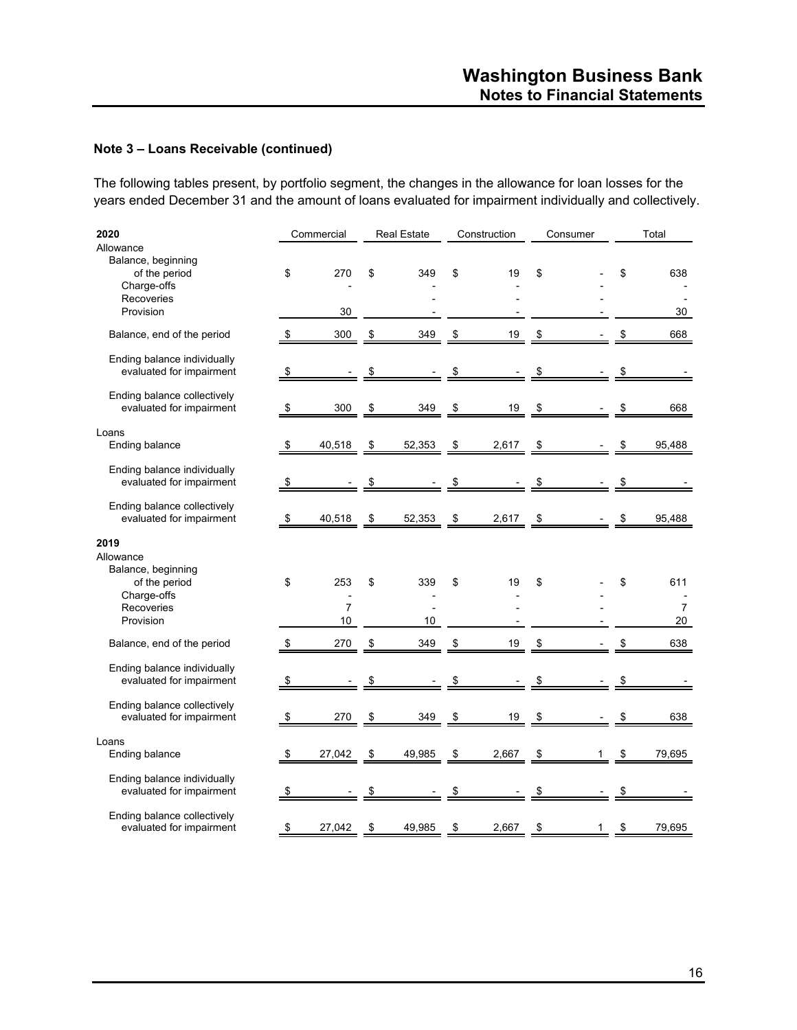### Note 3 – Loans Receivable (continued)

The following tables present, by portfolio segment, the changes in the allowance for loan losses for the years ended December 31 and the amount of loans evaluated for impairment individually and collectively.

| 2020 | Commercial | Real Estate | Construction | Consumer | Total |
|---|---|---|---|---|---|
| Allowance | | | | | |
| Balance, beginning of the period | $ 270 | $ 349 | $ 19 | $ - | $ 638 |
| Charge-offs | - | - | - | - | - |
| Recoveries | | - | - | - | - |
| Provision | 30 | - | - | - | 30 |
| Balance, end of the period | $ 300 | $ 349 | $ 19 | $ - | $ 668 |
| Ending balance individually evaluated for impairment | $ - | $ - | $ - | $ - | $ - |
| Ending balance collectively evaluated for impairment | $ 300 | $ 349 | $ 19 | $ - | $ 668 |
| Loans | | | | | |
| Ending balance | $ 40,518 | $ 52,353 | $ 2,617 | $ - | $ 95,488 |
| Ending balance individually evaluated for impairment | $ - | $ - | $ - | $ - | $ - |
| Ending balance collectively evaluated for impairment | $ 40,518 | $ 52,353 | $ 2,617 | $ - | $ 95,488 |

| 2019 | Commercial | Real Estate | Construction | Consumer | Total |
|---|---|---|---|---|---|
| Allowance | | | | | |
| Balance, beginning of the period | $ 253 | $ 339 | $ 19 | $ - | $ 611 |
| Charge-offs | - | - | - | - | - |
| Recoveries | 7 | - | - | - | 7 |
| Provision | 10 | 10 | - | - | 20 |
| Balance, end of the period | $ 270 | $ 349 | $ 19 | $ - | $ 638 |
| Ending balance individually evaluated for impairment | $ - | $ - | $ - | $ - | $ - |
| Ending balance collectively evaluated for impairment | $ 270 | $ 349 | $ 19 | $ - | $ 638 |
| Loans | | | | | |
| Ending balance | $ 27,042 | $ 49,985 | $ 2,667 | $ 1 | $ 79,695 |
| Ending balance individually evaluated for impairment | $ - | $ - | $ - | $ - | $ - |
| Ending balance collectively evaluated for impairment | $ 27,042 | $ 49,985 | $ 2,667 | $ 1 | $ 79,695 |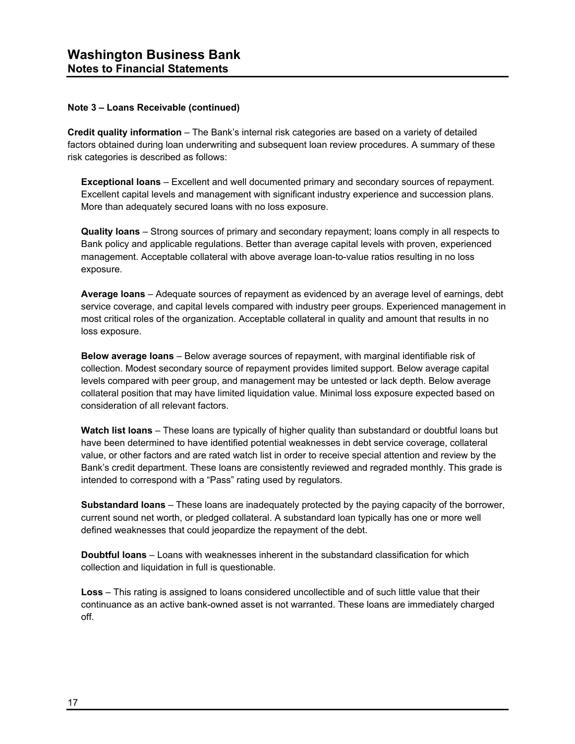# Washington Business Bank
## Notes to Financial Statements

**Note 3 – Loans Receivable (continued)**

**Credit quality information** – The Bank's internal risk categories are based on a variety of detailed factors obtained during loan underwriting and subsequent loan review procedures. A summary of these risk categories is described as follows:

**Exceptional loans** – Excellent and well documented primary and secondary sources of repayment. Excellent capital levels and management with significant industry experience and succession plans. More than adequately secured loans with no loss exposure.

**Quality loans** – Strong sources of primary and secondary repayment; loans comply in all respects to Bank policy and applicable regulations. Better than average capital levels with proven, experienced management. Acceptable collateral with above average loan-to-value ratios resulting in no loss exposure.

**Average loans** – Adequate sources of repayment as evidenced by an average level of earnings, debt service coverage, and capital levels compared with industry peer groups. Experienced management in most critical roles of the organization. Acceptable collateral in quality and amount that results in no loss exposure.

**Below average loans** – Below average sources of repayment, with marginal identifiable risk of collection. Modest secondary source of repayment provides limited support. Below average capital levels compared with peer group, and management may be untested or lack depth. Below average collateral position that may have limited liquidation value. Minimal loss exposure expected based on consideration of all relevant factors.

**Watch list loans** – These loans are typically of higher quality than substandard or doubtful loans but have been determined to have identified potential weaknesses in debt service coverage, collateral value, or other factors and are rated watch list in order to receive special attention and review by the Bank's credit department. These loans are consistently reviewed and regraded monthly. This grade is intended to correspond with a "Pass" rating used by regulators.

**Substandard loans** – These loans are inadequately protected by the paying capacity of the borrower, current sound net worth, or pledged collateral. A substandard loan typically has one or more well defined weaknesses that could jeopardize the repayment of the debt.

**Doubtful loans** – Loans with weaknesses inherent in the substandard classification for which collection and liquidation in full is questionable.

**Loss** – This rating is assigned to loans considered uncollectible and of such little value that their continuance as an active bank-owned asset is not warranted. These loans are immediately charged off.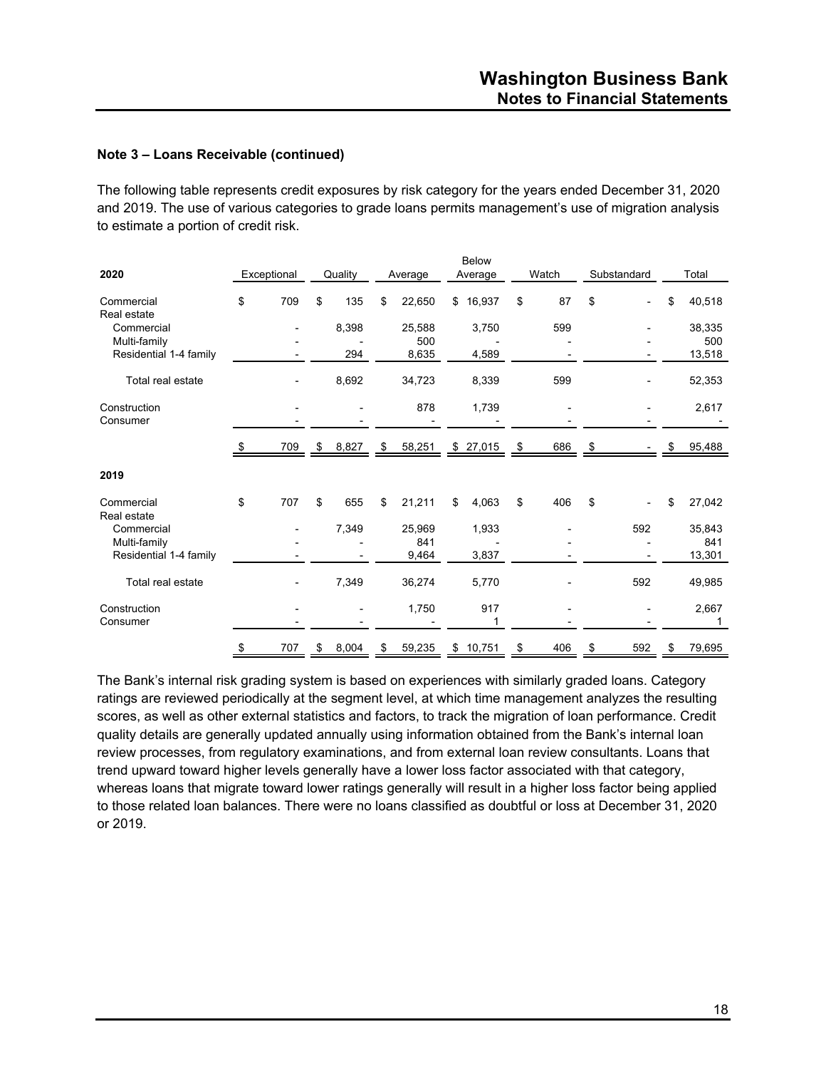## Note 3 – Loans Receivable (continued)

The following table represents credit exposures by risk category for the years ended December 31, 2020 and 2019. The use of various categories to grade loans permits management's use of migration analysis to estimate a portion of credit risk.

| 2020 | Exceptional | Quality | Average | Below Average | Watch | Substandard | Total |
|---|---|---|---|---|---|---|---|
| Commercial | $ 709 | $ 135 | $ 22,650 | $ 16,937 | $ 87 | $ - | $ 40,518 |
| Real estate | | | | | | | |
| Commercial | - | 8,398 | 25,588 | 3,750 | 599 | - | 38,335 |
| Multi-family | - | - | 500 | - | - | - | 500 |
| Residential 1-4 family | - | 294 | 8,635 | 4,589 | - | - | 13,518 |
| Total real estate | - | 8,692 | 34,723 | 8,339 | 599 | - | 52,353 |
| Construction | - | - | 878 | 1,739 | - | - | 2,617 |
| Consumer | - | - | - | - | - | - | - |
| | $ 709 | $ 8,827 | $ 58,251 | $ 27,015 | $ 686 | $ - | $ 95,488 |
| **2019** | | | | | | | |
| Commercial | $ 707 | $ 655 | $ 21,211 | $ 4,063 | $ 406 | $ - | $ 27,042 |
| Real estate | | | | | | | |
| Commercial | - | 7,349 | 25,969 | 1,933 | - | 592 | 35,843 |
| Multi-family | - | - | 841 | - | - | - | 841 |
| Residential 1-4 family | - | - | 9,464 | 3,837 | - | - | 13,301 |
| Total real estate | - | 7,349 | 36,274 | 5,770 | - | 592 | 49,985 |
| Construction | - | - | 1,750 | 917 | - | - | 2,667 |
| Consumer | - | - | - | 1 | - | - | 1 |
| | $ 707 | $ 8,004 | $ 59,235 | $ 10,751 | $ 406 | $ 592 | $ 79,695 |

The Bank's internal risk grading system is based on experiences with similarly graded loans. Category ratings are reviewed periodically at the segment level, at which time management analyzes the resulting scores, as well as other external statistics and factors, to track the migration of loan performance. Credit quality details are generally updated annually using information obtained from the Bank's internal loan review processes, from regulatory examinations, and from external loan review consultants. Loans that trend upward toward higher levels generally have a lower loss factor associated with that category, whereas loans that migrate toward lower ratings generally will result in a higher loss factor being applied to those related loan balances. There were no loans classified as doubtful or loss at December 31, 2020 or 2019.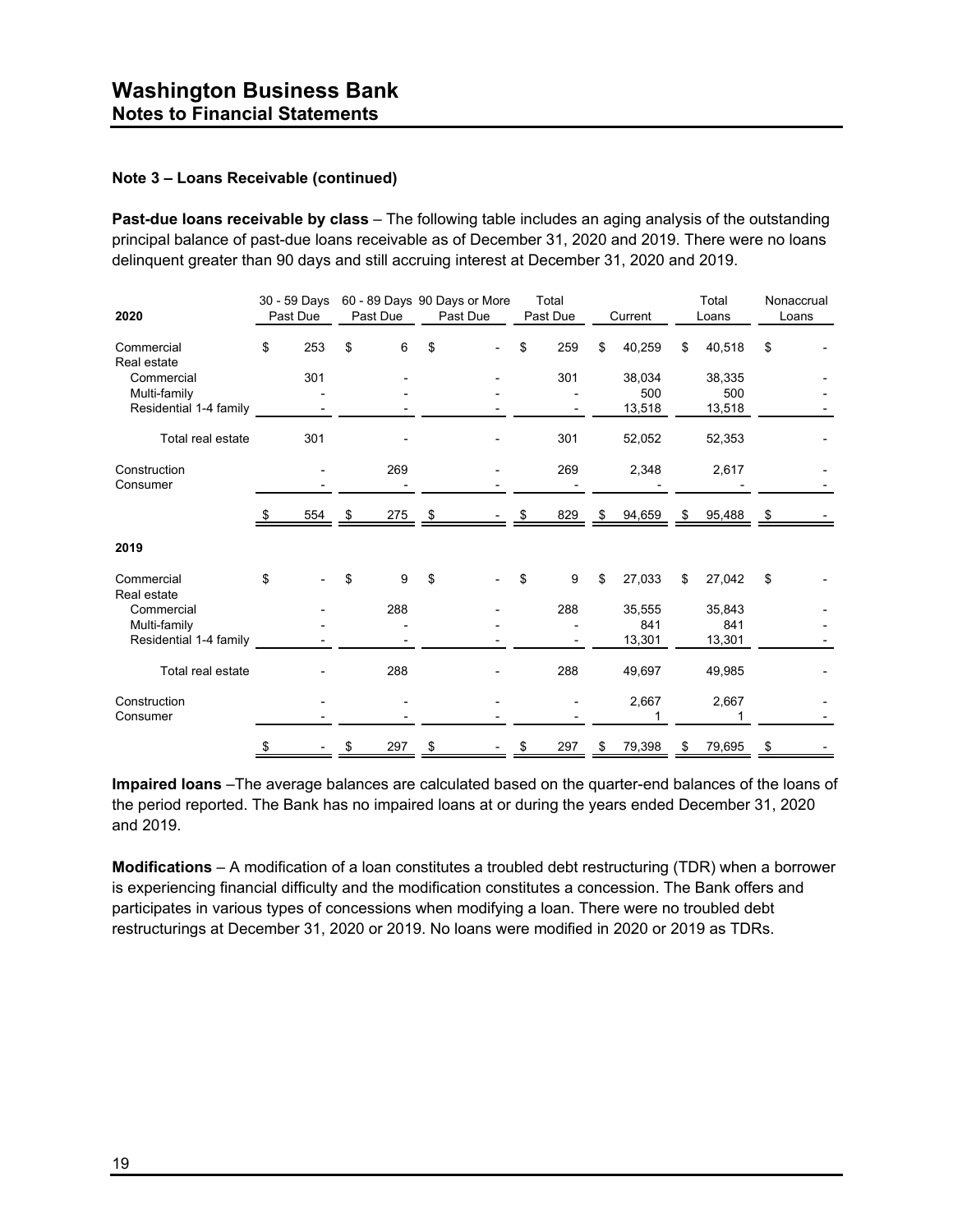## Washington Business Bank
### Notes to Financial Statements

**Note 3 – Loans Receivable (continued)**

**Past-due loans receivable by class** – The following table includes an aging analysis of the outstanding principal balance of past-due loans receivable as of December 31, 2020 and 2019. There were no loans delinquent greater than 90 days and still accruing interest at December 31, 2020 and 2019.

| 2020 | 30 - 59 Days Past Due | 60 - 89 Days Past Due | 90 Days or More Past Due | Total Past Due | Current | Total Loans | Nonaccrual Loans |
|---|---|---|---|---|---|---|---|
| Commercial | $ 253 | $ 6 | $ - | $ 259 | $ 40,259 | $ 40,518 | $ - |
| Real estate | | | | | | | |
| Commercial | 301 | - | - | 301 | 38,034 | 38,335 | - |
| Multi-family | - | - | - | - | 500 | 500 | - |
| Residential 1-4 family | - | - | - | - | 13,518 | 13,518 | - |
| Total real estate | 301 | - | - | 301 | 52,052 | 52,353 | - |
| Construction | - | 269 | - | 269 | 2,348 | 2,617 | - |
| Consumer | - | - | - | - | - | - | - |
| | $ 554 | $ 275 | $ - | $ 829 | $ 94,659 | $ 95,488 | $ - |
| **2019** | | | | | | | |
| Commercial | $ - | $ 9 | $ - | $ 9 | $ 27,033 | $ 27,042 | $ - |
| Real estate | | | | | | | |
| Commercial | - | 288 | - | 288 | 35,555 | 35,843 | - |
| Multi-family | - | - | - | - | 841 | 841 | - |
| Residential 1-4 family | - | - | - | - | 13,301 | 13,301 | - |
| Total real estate | - | 288 | - | 288 | 49,697 | 49,985 | - |
| Construction | - | - | - | - | 2,667 | 2,667 | - |
| Consumer | - | - | - | - | 1 | 1 | - |
| | $ - | $ 297 | $ - | $ 297 | $ 79,398 | $ 79,695 | $ - |

**Impaired loans** –The average balances are calculated based on the quarter-end balances of the loans of the period reported. The Bank has no impaired loans at or during the years ended December 31, 2020 and 2019.

**Modifications** – A modification of a loan constitutes a troubled debt restructuring (TDR) when a borrower is experiencing financial difficulty and the modification constitutes a concession. The Bank offers and participates in various types of concessions when modifying a loan. There were no troubled debt restructurings at December 31, 2020 or 2019. No loans were modified in 2020 or 2019 as TDRs.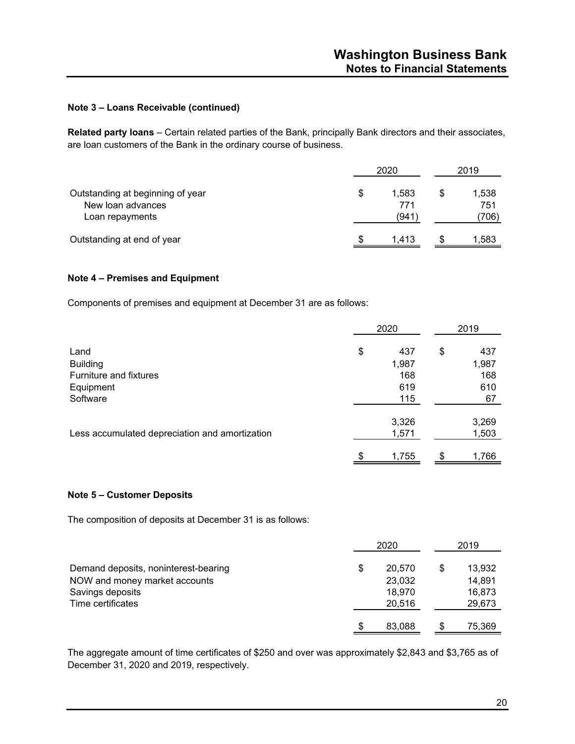### Note 3 – Loans Receivable (continued)

**Related party loans** – Certain related parties of the Bank, principally Bank directors and their associates, are loan customers of the Bank in the ordinary course of business.

| | 2020 | 2019 |
|---|---|---|
| Outstanding at beginning of year | $ 1,583 | $ 1,538 |
| New loan advances | 771 | 751 |
| Loan repayments | (941) | (706) |
| Outstanding at end of year | $ 1,413 | $ 1,583 |

### Note 4 – Premises and Equipment

Components of premises and equipment at December 31 are as follows:

| | 2020 | 2019 |
|---|---|---|
| Land | $ 437 | $ 437 |
| Building | 1,987 | 1,987 |
| Furniture and fixtures | 168 | 168 |
| Equipment | 619 | 610 |
| Software | 115 | 67 |
| | 3,326 | 3,269 |
| Less accumulated depreciation and amortization | 1,571 | 1,503 |
| | $ 1,755 | $ 1,766 |

### Note 5 – Customer Deposits

The composition of deposits at December 31 is as follows:

| | 2020 | 2019 |
|---|---|---|
| Demand deposits, noninterest-bearing | $ 20,570 | $ 13,932 |
| NOW and money market accounts | 23,032 | 14,891 |
| Savings deposits | 18,970 | 16,873 |
| Time certificates | 20,516 | 29,673 |
| | $ 83,088 | $ 75,369 |

The aggregate amount of time certificates of $250 and over was approximately $2,843 and $3,765 as of December 31, 2020 and 2019, respectively.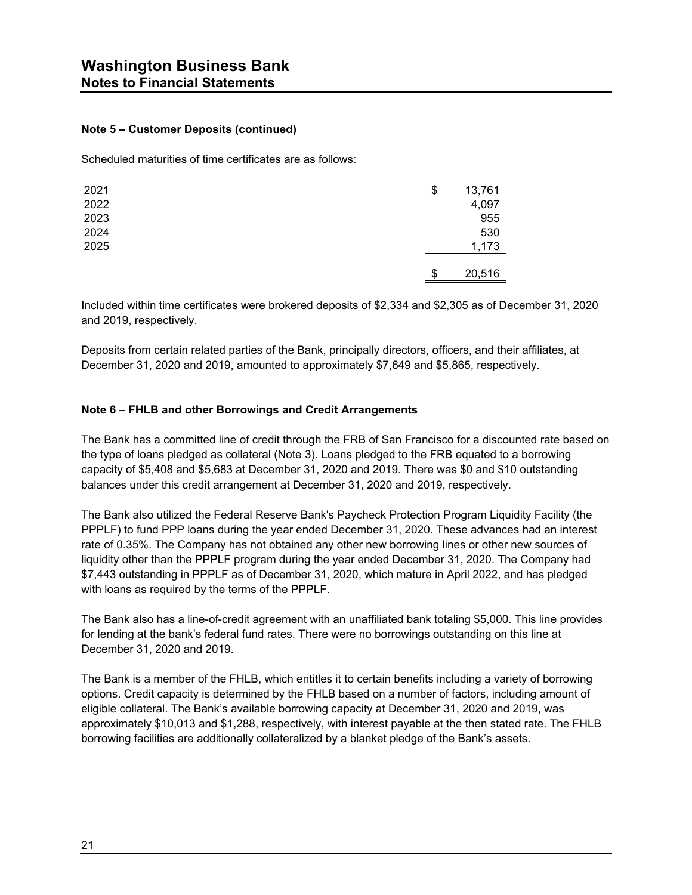**Note 5 – Customer Deposits (continued)**

Scheduled maturities of time certificates are as follows:

| | |
|---|---|
| 2021 | $ 13,761 |
| 2022 | 4,097 |
| 2023 | 955 |
| 2024 | 530 |
| 2025 | 1,173 |
| | $ 20,516 |

Included within time certificates were brokered deposits of $2,334 and $2,305 as of December 31, 2020 and 2019, respectively.

Deposits from certain related parties of the Bank, principally directors, officers, and their affiliates, at December 31, 2020 and 2019, amounted to approximately $7,649 and $5,865, respectively.

**Note 6 – FHLB and other Borrowings and Credit Arrangements**

The Bank has a committed line of credit through the FRB of San Francisco for a discounted rate based on the type of loans pledged as collateral (Note 3). Loans pledged to the FRB equated to a borrowing capacity of $5,408 and $5,683 at December 31, 2020 and 2019. There was $0 and $10 outstanding balances under this credit arrangement at December 31, 2020 and 2019, respectively.

The Bank also utilized the Federal Reserve Bank's Paycheck Protection Program Liquidity Facility (the PPPLF) to fund PPP loans during the year ended December 31, 2020. These advances had an interest rate of 0.35%. The Company has not obtained any other new borrowing lines or other new sources of liquidity other than the PPPLF program during the year ended December 31, 2020. The Company had $7,443 outstanding in PPPLF as of December 31, 2020, which mature in April 2022, and has pledged with loans as required by the terms of the PPPLF.

The Bank also has a line-of-credit agreement with an unaffiliated bank totaling $5,000. This line provides for lending at the bank's federal fund rates. There were no borrowings outstanding on this line at December 31, 2020 and 2019.

The Bank is a member of the FHLB, which entitles it to certain benefits including a variety of borrowing options. Credit capacity is determined by the FHLB based on a number of factors, including amount of eligible collateral. The Bank's available borrowing capacity at December 31, 2020 and 2019, was approximately $10,013 and $1,288, respectively, with interest payable at the then stated rate. The FHLB borrowing facilities are additionally collateralized by a blanket pledge of the Bank's assets.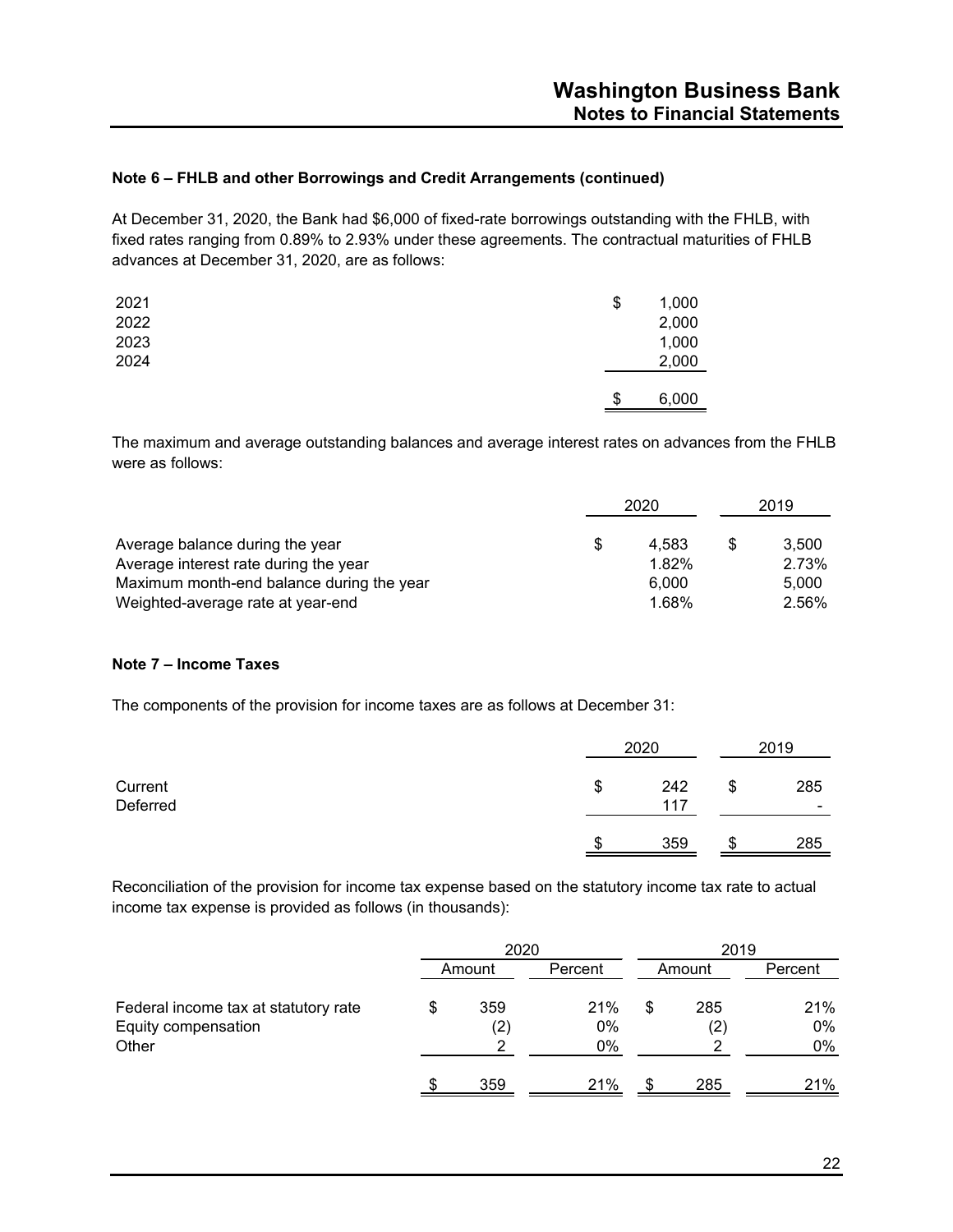## Note 6 – FHLB and other Borrowings and Credit Arrangements (continued)

At December 31, 2020, the Bank had $6,000 of fixed-rate borrowings outstanding with the FHLB, with fixed rates ranging from 0.89% to 2.93% under these agreements. The contractual maturities of FHLB advances at December 31, 2020, are as follows:

| | |
|---|---|
| 2021 | $ 1,000 |
| 2022 | 2,000 |
| 2023 | 1,000 |
| 2024 | 2,000 |
| | $ 6,000 |

The maximum and average outstanding balances and average interest rates on advances from the FHLB were as follows:

| | 2020 | 2019 |
|---|---|---|
| Average balance during the year | $ 4,583 | $ 3,500 |
| Average interest rate during the year | 1.82% | 2.73% |
| Maximum month-end balance during the year | 6,000 | 5,000 |
| Weighted-average rate at year-end | 1.68% | 2.56% |

## Note 7 – Income Taxes

The components of the provision for income taxes are as follows at December 31:

| | 2020 | 2019 |
|---|---|---|
| Current | $ 242 | $ 285 |
| Deferred | 117 | - |
| | $ 359 | $ 285 |

Reconciliation of the provision for income tax expense based on the statutory income tax rate to actual income tax expense is provided as follows (in thousands):

| | 2020 | | 2019 | |
|---|---|---|---|---|
| | Amount | Percent | Amount | Percent |
| Federal income tax at statutory rate | $ 359 | 21% | $ 285 | 21% |
| Equity compensation | (2) | 0% | (2) | 0% |
| Other | 2 | 0% | 2 | 0% |
| | $ 359 | 21% | $ 285 | 21% |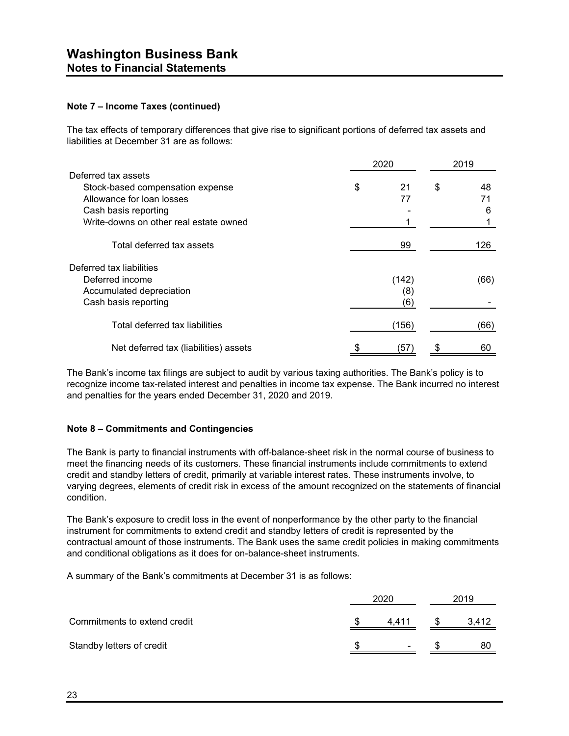# Washington Business Bank
## Notes to Financial Statements

### Note 7 – Income Taxes (continued)

The tax effects of temporary differences that give rise to significant portions of deferred tax assets and liabilities at December 31 are as follows:

| | 2020 | 2019 |
|---|---|---|
| Deferred tax assets | | |
| Stock-based compensation expense | $ 21 | $ 48 |
| Allowance for loan losses | 77 | 71 |
| Cash basis reporting | - | 6 |
| Write-downs on other real estate owned | 1 | 1 |
| Total deferred tax assets | 99 | 126 |
| Deferred tax liabilities | | |
| Deferred income | (142) | (66) |
| Accumulated depreciation | (8) | |
| Cash basis reporting | (6) | - |
| Total deferred tax liabilities | (156) | (66) |
| Net deferred tax (liabilities) assets | $ (57) | $ 60 |

The Bank's income tax filings are subject to audit by various taxing authorities. The Bank's policy is to recognize income tax-related interest and penalties in income tax expense. The Bank incurred no interest and penalties for the years ended December 31, 2020 and 2019.

### Note 8 – Commitments and Contingencies

The Bank is party to financial instruments with off-balance-sheet risk in the normal course of business to meet the financing needs of its customers. These financial instruments include commitments to extend credit and standby letters of credit, primarily at variable interest rates. These instruments involve, to varying degrees, elements of credit risk in excess of the amount recognized on the statements of financial condition.

The Bank's exposure to credit loss in the event of nonperformance by the other party to the financial instrument for commitments to extend credit and standby letters of credit is represented by the contractual amount of those instruments. The Bank uses the same credit policies in making commitments and conditional obligations as it does for on-balance-sheet instruments.

A summary of the Bank's commitments at December 31 is as follows:

| | 2020 | 2019 |
|---|---|---|
| Commitments to extend credit | $ 4,411 | $ 3,412 |
| Standby letters of credit | $ - | $ 80 |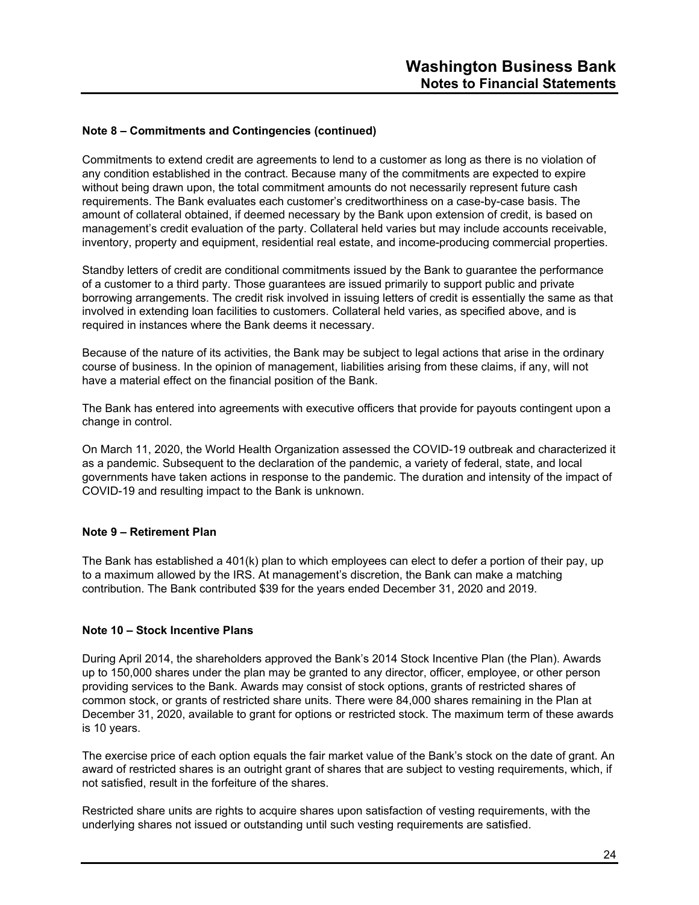### Note 8 – Commitments and Contingencies (continued)

Commitments to extend credit are agreements to lend to a customer as long as there is no violation of any condition established in the contract. Because many of the commitments are expected to expire without being drawn upon, the total commitment amounts do not necessarily represent future cash requirements. The Bank evaluates each customer's creditworthiness on a case-by-case basis. The amount of collateral obtained, if deemed necessary by the Bank upon extension of credit, is based on management's credit evaluation of the party. Collateral held varies but may include accounts receivable, inventory, property and equipment, residential real estate, and income-producing commercial properties.

Standby letters of credit are conditional commitments issued by the Bank to guarantee the performance of a customer to a third party. Those guarantees are issued primarily to support public and private borrowing arrangements. The credit risk involved in issuing letters of credit is essentially the same as that involved in extending loan facilities to customers. Collateral held varies, as specified above, and is required in instances where the Bank deems it necessary.

Because of the nature of its activities, the Bank may be subject to legal actions that arise in the ordinary course of business. In the opinion of management, liabilities arising from these claims, if any, will not have a material effect on the financial position of the Bank.

The Bank has entered into agreements with executive officers that provide for payouts contingent upon a change in control.

On March 11, 2020, the World Health Organization assessed the COVID-19 outbreak and characterized it as a pandemic. Subsequent to the declaration of the pandemic, a variety of federal, state, and local governments have taken actions in response to the pandemic. The duration and intensity of the impact of COVID-19 and resulting impact to the Bank is unknown.

### Note 9 – Retirement Plan

The Bank has established a 401(k) plan to which employees can elect to defer a portion of their pay, up to a maximum allowed by the IRS. At management's discretion, the Bank can make a matching contribution. The Bank contributed $39 for the years ended December 31, 2020 and 2019.

### Note 10 – Stock Incentive Plans

During April 2014, the shareholders approved the Bank's 2014 Stock Incentive Plan (the Plan). Awards up to 150,000 shares under the plan may be granted to any director, officer, employee, or other person providing services to the Bank. Awards may consist of stock options, grants of restricted shares of common stock, or grants of restricted share units. There were 84,000 shares remaining in the Plan at December 31, 2020, available to grant for options or restricted stock. The maximum term of these awards is 10 years.

The exercise price of each option equals the fair market value of the Bank's stock on the date of grant. An award of restricted shares is an outright grant of shares that are subject to vesting requirements, which, if not satisfied, result in the forfeiture of the shares.

Restricted share units are rights to acquire shares upon satisfaction of vesting requirements, with the underlying shares not issued or outstanding until such vesting requirements are satisfied.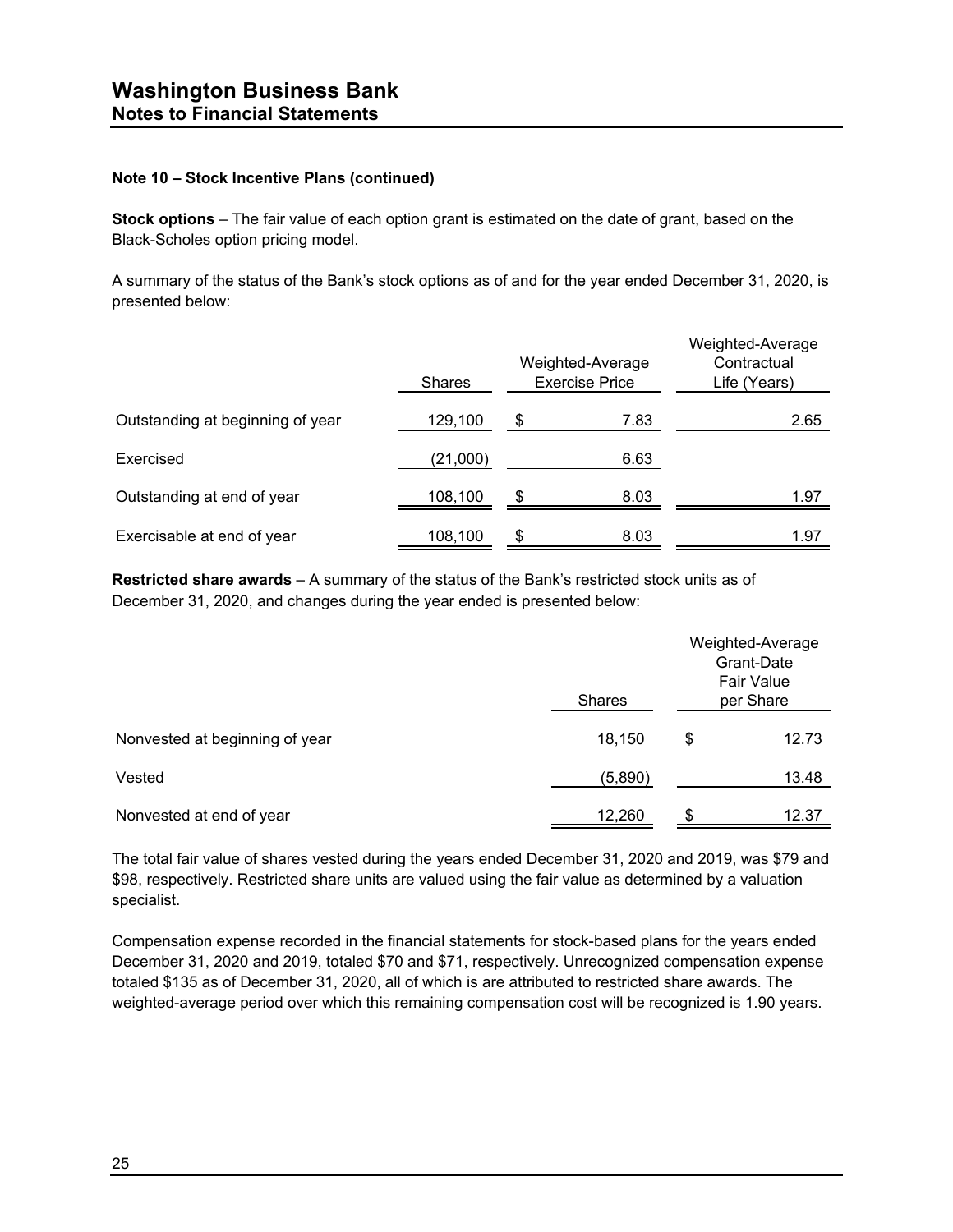# Washington Business Bank
## Notes to Financial Statements

**Note 10 – Stock Incentive Plans (continued)**

**Stock options** – The fair value of each option grant is estimated on the date of grant, based on the Black-Scholes option pricing model.

A summary of the status of the Bank's stock options as of and for the year ended December 31, 2020, is presented below:

| | Shares | Weighted-Average Exercise Price | Weighted-Average Contractual Life (Years) |
|---|---|---|---|
| Outstanding at beginning of year | 129,100 | $ 7.83 | 2.65 |
| Exercised | (21,000) | 6.63 | |
| Outstanding at end of year | 108,100 | $ 8.03 | 1.97 |
| Exercisable at end of year | 108,100 | $ 8.03 | 1.97 |

**Restricted share awards** – A summary of the status of the Bank's restricted stock units as of December 31, 2020, and changes during the year ended is presented below:

| | Shares | Weighted-Average Grant-Date Fair Value per Share |
|---|---|---|
| Nonvested at beginning of year | 18,150 | $ 12.73 |
| Vested | (5,890) | 13.48 |
| Nonvested at end of year | 12,260 | $ 12.37 |

The total fair value of shares vested during the years ended December 31, 2020 and 2019, was $79 and $98, respectively. Restricted share units are valued using the fair value as determined by a valuation specialist.

Compensation expense recorded in the financial statements for stock-based plans for the years ended December 31, 2020 and 2019, totaled $70 and $71, respectively. Unrecognized compensation expense totaled $135 as of December 31, 2020, all of which is are attributed to restricted share awards. The weighted-average period over which this remaining compensation cost will be recognized is 1.90 years.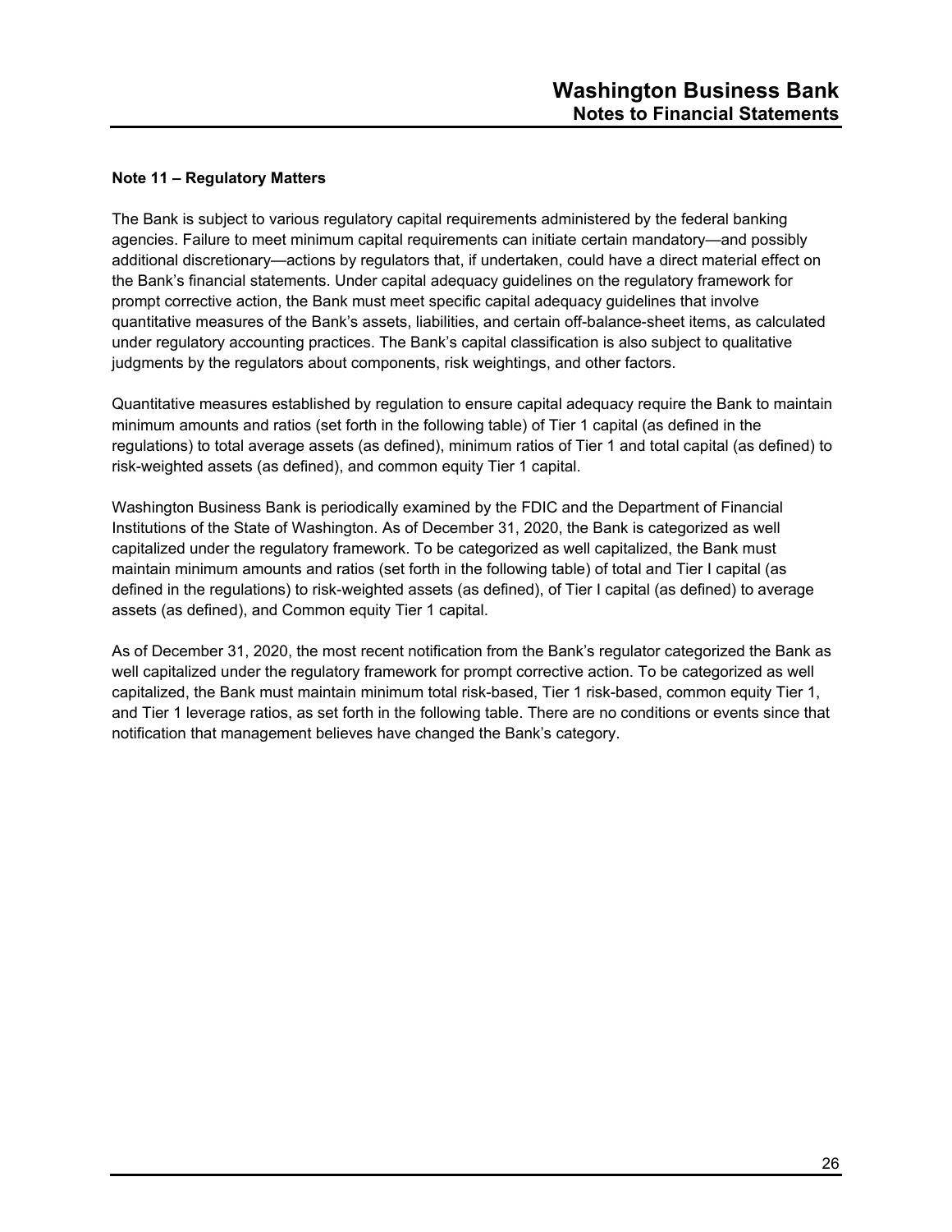## Note 11 – Regulatory Matters

The Bank is subject to various regulatory capital requirements administered by the federal banking agencies. Failure to meet minimum capital requirements can initiate certain mandatory—and possibly additional discretionary—actions by regulators that, if undertaken, could have a direct material effect on the Bank's financial statements. Under capital adequacy guidelines on the regulatory framework for prompt corrective action, the Bank must meet specific capital adequacy guidelines that involve quantitative measures of the Bank's assets, liabilities, and certain off-balance-sheet items, as calculated under regulatory accounting practices. The Bank's capital classification is also subject to qualitative judgments by the regulators about components, risk weightings, and other factors.

Quantitative measures established by regulation to ensure capital adequacy require the Bank to maintain minimum amounts and ratios (set forth in the following table) of Tier 1 capital (as defined in the regulations) to total average assets (as defined), minimum ratios of Tier 1 and total capital (as defined) to risk-weighted assets (as defined), and common equity Tier 1 capital.

Washington Business Bank is periodically examined by the FDIC and the Department of Financial Institutions of the State of Washington. As of December 31, 2020, the Bank is categorized as well capitalized under the regulatory framework. To be categorized as well capitalized, the Bank must maintain minimum amounts and ratios (set forth in the following table) of total and Tier I capital (as defined in the regulations) to risk-weighted assets (as defined), of Tier I capital (as defined) to average assets (as defined), and Common equity Tier 1 capital.

As of December 31, 2020, the most recent notification from the Bank's regulator categorized the Bank as well capitalized under the regulatory framework for prompt corrective action. To be categorized as well capitalized, the Bank must maintain minimum total risk-based, Tier 1 risk-based, common equity Tier 1, and Tier 1 leverage ratios, as set forth in the following table. There are no conditions or events since that notification that management believes have changed the Bank's category.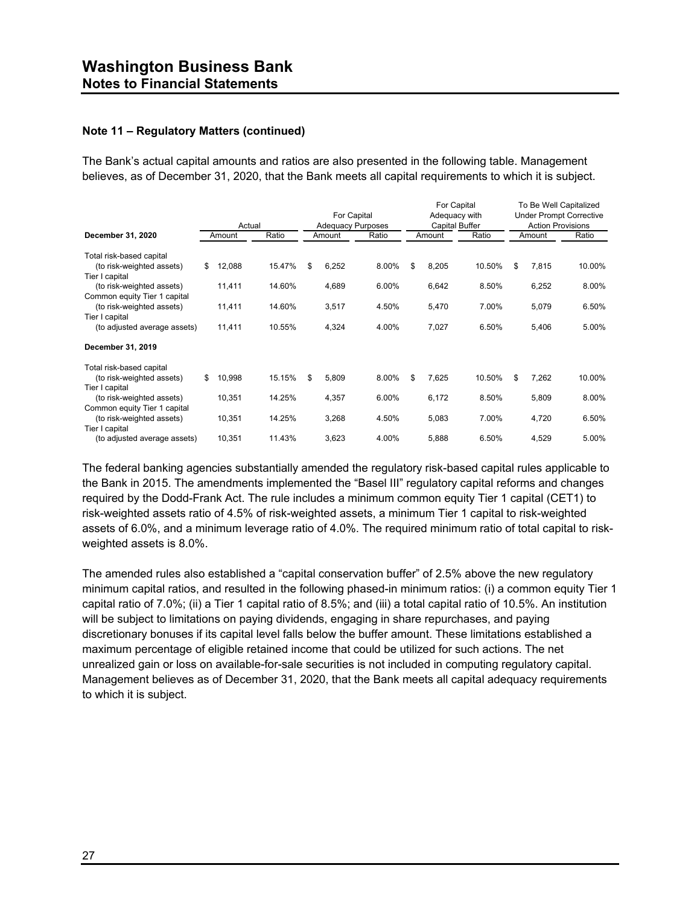# Washington Business Bank
## Notes to Financial Statements

**Note 11 – Regulatory Matters (continued)**

The Bank's actual capital amounts and ratios are also presented in the following table. Management believes, as of December 31, 2020, that the Bank meets all capital requirements to which it is subject.

| | Actual | | For Capital Adequacy Purposes | | For Capital Adequacy with Capital Buffer | | To Be Well Capitalized Under Prompt Corrective Action Provisions | |
|---|---|---|---|---|---|---|---|---|
| **December 31, 2020** | Amount | Ratio | Amount | Ratio | Amount | Ratio | Amount | Ratio |
| Total risk-based capital (to risk-weighted assets) | $ 12,088 | 15.47% | $ 6,252 | 8.00% | $ 8,205 | 10.50% | $ 7,815 | 10.00% |
| Tier I capital (to risk-weighted assets) | 11,411 | 14.60% | 4,689 | 6.00% | 6,642 | 8.50% | 6,252 | 8.00% |
| Common equity Tier 1 capital (to risk-weighted assets) | 11,411 | 14.60% | 3,517 | 4.50% | 5,470 | 7.00% | 5,079 | 6.50% |
| Tier I capital (to adjusted average assets) | 11,411 | 10.55% | 4,324 | 4.00% | 7,027 | 6.50% | 5,406 | 5.00% |
| **December 31, 2019** | | | | | | | | |
| Total risk-based capital (to risk-weighted assets) | $ 10,998 | 15.15% | $ 5,809 | 8.00% | $ 7,625 | 10.50% | $ 7,262 | 10.00% |
| Tier I capital (to risk-weighted assets) | 10,351 | 14.25% | 4,357 | 6.00% | 6,172 | 8.50% | 5,809 | 8.00% |
| Common equity Tier 1 capital (to risk-weighted assets) | 10,351 | 14.25% | 3,268 | 4.50% | 5,083 | 7.00% | 4,720 | 6.50% |
| Tier I capital (to adjusted average assets) | 10,351 | 11.43% | 3,623 | 4.00% | 5,888 | 6.50% | 4,529 | 5.00% |

The federal banking agencies substantially amended the regulatory risk-based capital rules applicable to the Bank in 2015. The amendments implemented the "Basel III" regulatory capital reforms and changes required by the Dodd-Frank Act. The rule includes a minimum common equity Tier 1 capital (CET1) to risk-weighted assets ratio of 4.5% of risk-weighted assets, a minimum Tier 1 capital to risk-weighted assets of 6.0%, and a minimum leverage ratio of 4.0%. The required minimum ratio of total capital to risk-weighted assets is 8.0%.

The amended rules also established a "capital conservation buffer" of 2.5% above the new regulatory minimum capital ratios, and resulted in the following phased-in minimum ratios: (i) a common equity Tier 1 capital ratio of 7.0%; (ii) a Tier 1 capital ratio of 8.5%; and (iii) a total capital ratio of 10.5%. An institution will be subject to limitations on paying dividends, engaging in share repurchases, and paying discretionary bonuses if its capital level falls below the buffer amount. These limitations established a maximum percentage of eligible retained income that could be utilized for such actions. The net unrealized gain or loss on available-for-sale securities is not included in computing regulatory capital. Management believes as of December 31, 2020, that the Bank meets all capital adequacy requirements to which it is subject.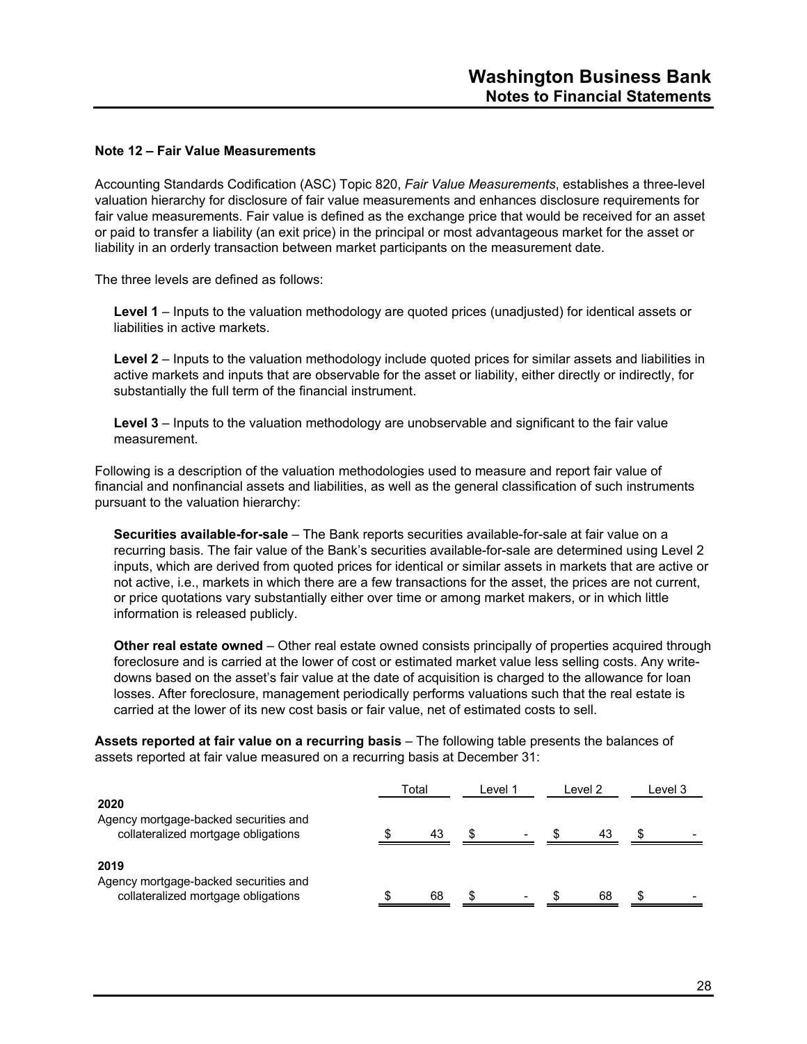### Note 12 – Fair Value Measurements

Accounting Standards Codification (ASC) Topic 820, *Fair Value Measurements*, establishes a three-level valuation hierarchy for disclosure of fair value measurements and enhances disclosure requirements for fair value measurements. Fair value is defined as the exchange price that would be received for an asset or paid to transfer a liability (an exit price) in the principal or most advantageous market for the asset or liability in an orderly transaction between market participants on the measurement date.

The three levels are defined as follows:

**Level 1** – Inputs to the valuation methodology are quoted prices (unadjusted) for identical assets or liabilities in active markets.

**Level 2** – Inputs to the valuation methodology include quoted prices for similar assets and liabilities in active markets and inputs that are observable for the asset or liability, either directly or indirectly, for substantially the full term of the financial instrument.

**Level 3** – Inputs to the valuation methodology are unobservable and significant to the fair value measurement.

Following is a description of the valuation methodologies used to measure and report fair value of financial and nonfinancial assets and liabilities, as well as the general classification of such instruments pursuant to the valuation hierarchy:

**Securities available-for-sale** – The Bank reports securities available-for-sale at fair value on a recurring basis. The fair value of the Bank's securities available-for-sale are determined using Level 2 inputs, which are derived from quoted prices for identical or similar assets in markets that are active or not active, i.e., markets in which there are a few transactions for the asset, the prices are not current, or price quotations vary substantially either over time or among market makers, or in which little information is released publicly.

**Other real estate owned** – Other real estate owned consists principally of properties acquired through foreclosure and is carried at the lower of cost or estimated market value less selling costs. Any write-downs based on the asset's fair value at the date of acquisition is charged to the allowance for loan losses. After foreclosure, management periodically performs valuations such that the real estate is carried at the lower of its new cost basis or fair value, net of estimated costs to sell.

**Assets reported at fair value on a recurring basis** – The following table presents the balances of assets reported at fair value measured on a recurring basis at December 31:

| | Total | Level 1 | Level 2 | Level 3 |
|---|---|---|---|---|
| **2020** | | | | |
| Agency mortgage-backed securities and collateralized mortgage obligations | $ 43 | $ - | $ 43 | $ - |
| **2019** | | | | |
| Agency mortgage-backed securities and collateralized mortgage obligations | $ 68 | $ - | $ 68 | $ - |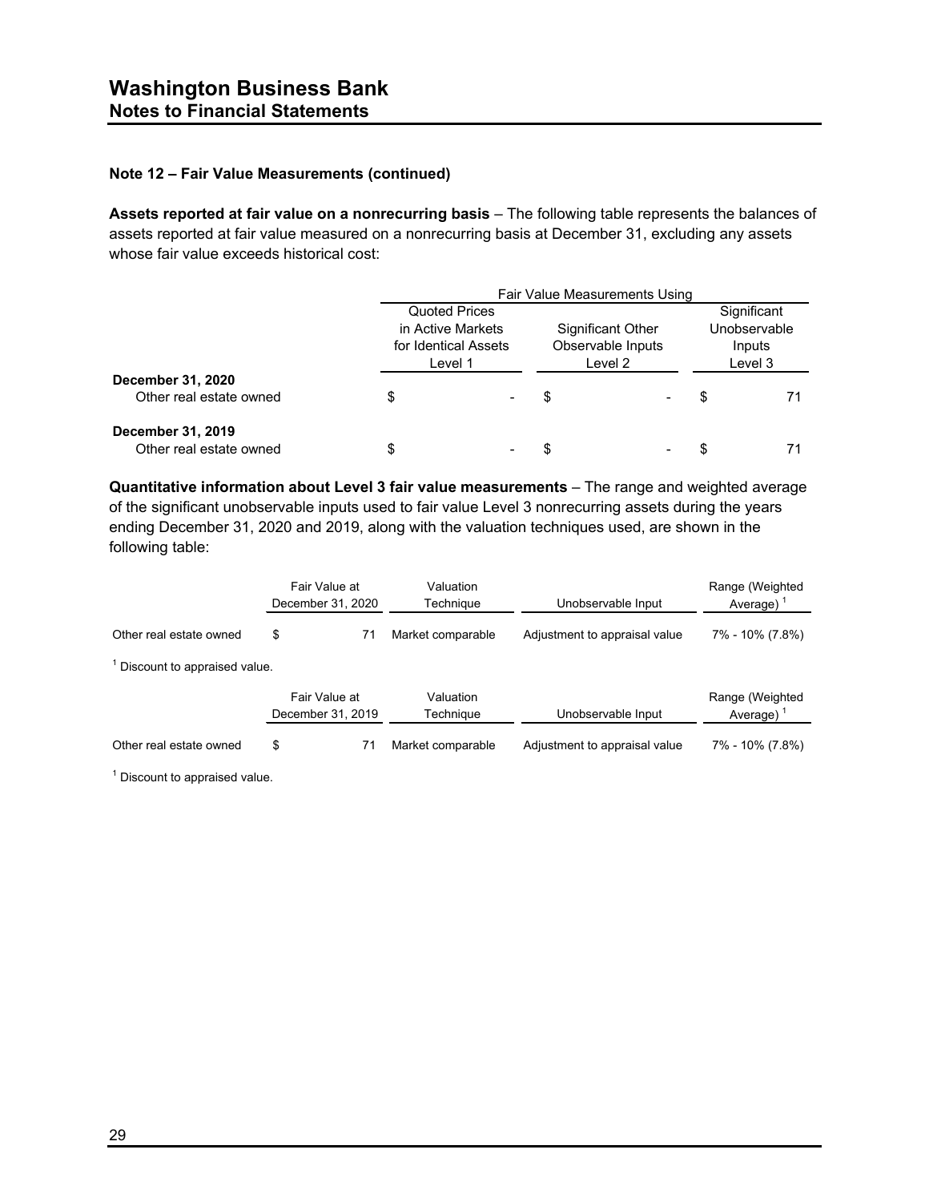# Washington Business Bank
## Notes to Financial Statements

### Note 12 – Fair Value Measurements (continued)

**Assets reported at fair value on a nonrecurring basis** – The following table represents the balances of assets reported at fair value measured on a nonrecurring basis at December 31, excluding any assets whose fair value exceeds historical cost:

| | Fair Value Measurements Using | | |
|---|---|---|---|
| | Quoted Prices in Active Markets for Identical Assets Level 1 | Significant Other Observable Inputs Level 2 | Significant Unobservable Inputs Level 3 |
| **December 31, 2020** | | | |
| Other real estate owned | $ - | $ - | $ 71 |
| **December 31, 2019** | | | |
| Other real estate owned | $ - | $ - | $ 71 |

**Quantitative information about Level 3 fair value measurements** – The range and weighted average of the significant unobservable inputs used to fair value Level 3 nonrecurring assets during the years ending December 31, 2020 and 2019, along with the valuation techniques used, are shown in the following table:

| | Fair Value at December 31, 2020 | Valuation Technique | Unobservable Input | Range (Weighted Average) [1] |
|---|---|---|---|---|
| Other real estate owned | $ 71 | Market comparable | Adjustment to appraisal value | 7% - 10% (7.8%) |

[1] Discount to appraised value.

| | Fair Value at December 31, 2019 | Valuation Technique | Unobservable Input | Range (Weighted Average) [1] |
|---|---|---|---|---|
| Other real estate owned | $ 71 | Market comparable | Adjustment to appraisal value | 7% - 10% (7.8%) |

[1] Discount to appraised value.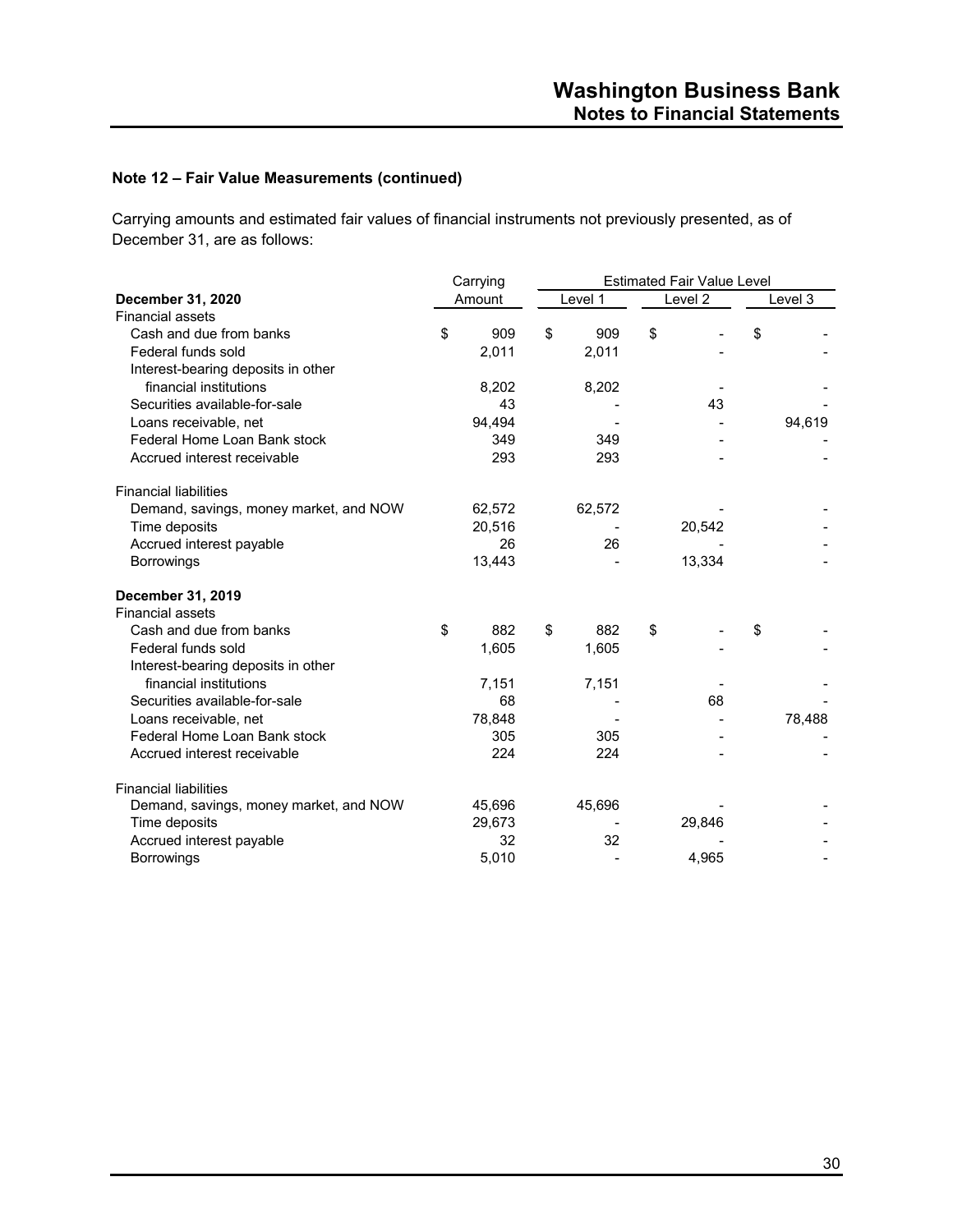### Note 12 – Fair Value Measurements (continued)

Carrying amounts and estimated fair values of financial instruments not previously presented, as of December 31, are as follows:

| | Carrying Amount | Estimated Fair Value Level | | |
|---|---|---|---|---|
| **December 31, 2020** | | Level 1 | Level 2 | Level 3 |
| Financial assets | | | | |
| Cash and due from banks | $ 909 | $ 909 | $ - | $ - |
| Federal funds sold | 2,011 | 2,011 | - | - |
| Interest-bearing deposits in other financial institutions | 8,202 | 8,202 | - | - |
| Securities available-for-sale | 43 | - | 43 | - |
| Loans receivable, net | 94,494 | - | - | 94,619 |
| Federal Home Loan Bank stock | 349 | 349 | - | - |
| Accrued interest receivable | 293 | 293 | - | - |
| Financial liabilities | | | | |
| Demand, savings, money market, and NOW | 62,572 | 62,572 | - | - |
| Time deposits | 20,516 | - | 20,542 | - |
| Accrued interest payable | 26 | 26 | - | - |
| Borrowings | 13,443 | - | 13,334 | - |
| **December 31, 2019** | | | | |
| Financial assets | | | | |
| Cash and due from banks | $ 882 | $ 882 | $ - | $ - |
| Federal funds sold | 1,605 | 1,605 | - | - |
| Interest-bearing deposits in other financial institutions | 7,151 | 7,151 | - | - |
| Securities available-for-sale | 68 | - | 68 | - |
| Loans receivable, net | 78,848 | - | - | 78,488 |
| Federal Home Loan Bank stock | 305 | 305 | - | - |
| Accrued interest receivable | 224 | 224 | - | - |
| Financial liabilities | | | | |
| Demand, savings, money market, and NOW | 45,696 | 45,696 | - | - |
| Time deposits | 29,673 | - | 29,846 | - |
| Accrued interest payable | 32 | 32 | - | - |
| Borrowings | 5,010 | - | 4,965 | - |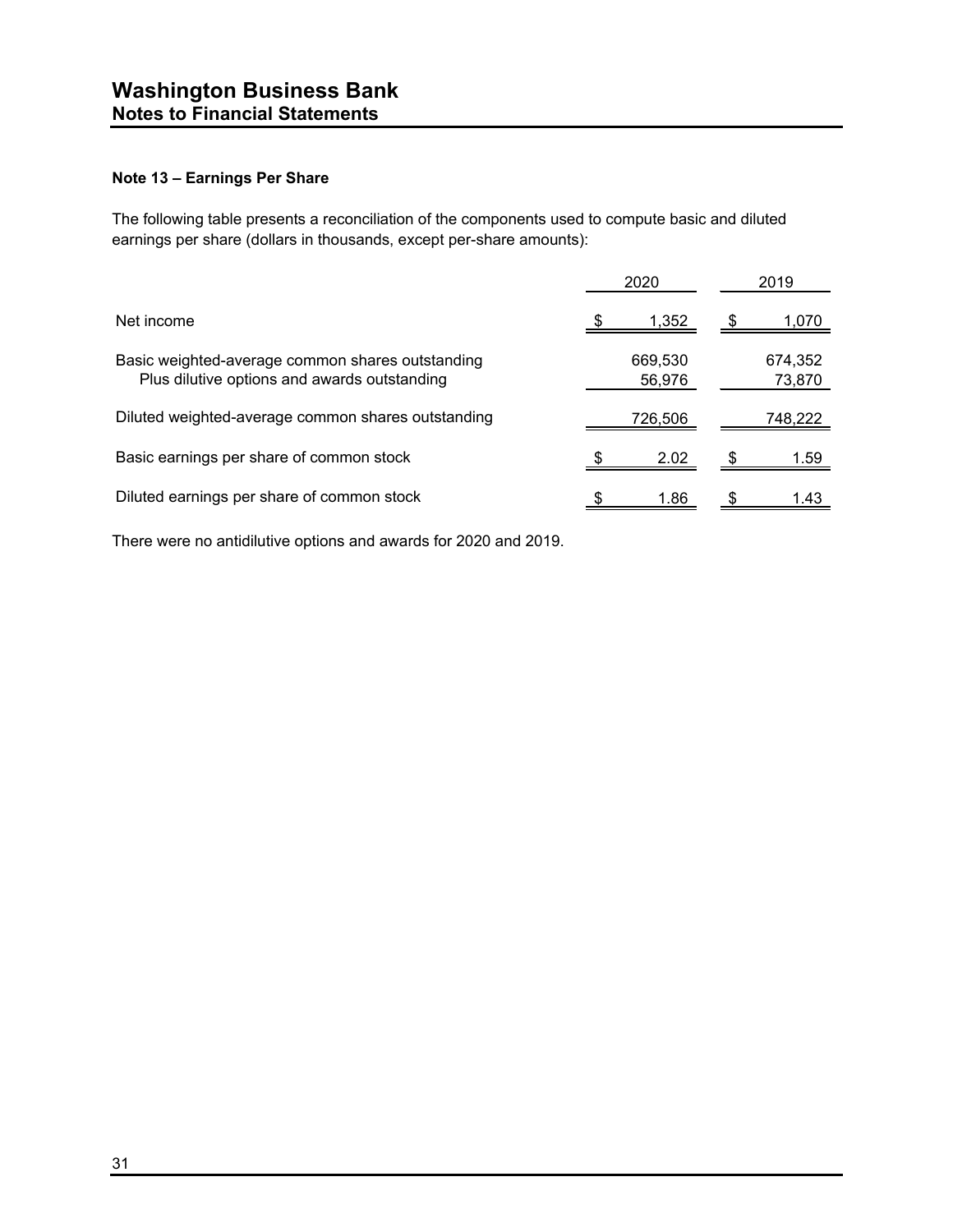# Washington Business Bank
## Notes to Financial Statements

### Note 13 – Earnings Per Share

The following table presents a reconciliation of the components used to compute basic and diluted earnings per share (dollars in thousands, except per-share amounts):

| | 2020 | 2019 |
|---|---|---|
| Net income | $ 1,352 | $ 1,070 |
| Basic weighted-average common shares outstanding | 669,530 | 674,352 |
| Plus dilutive options and awards outstanding | 56,976 | 73,870 |
| Diluted weighted-average common shares outstanding | 726,506 | 748,222 |
| Basic earnings per share of common stock | $ 2.02 | $ 1.59 |
| Diluted earnings per share of common stock | $ 1.86 | $ 1.43 |

There were no antidilutive options and awards for 2020 and 2019.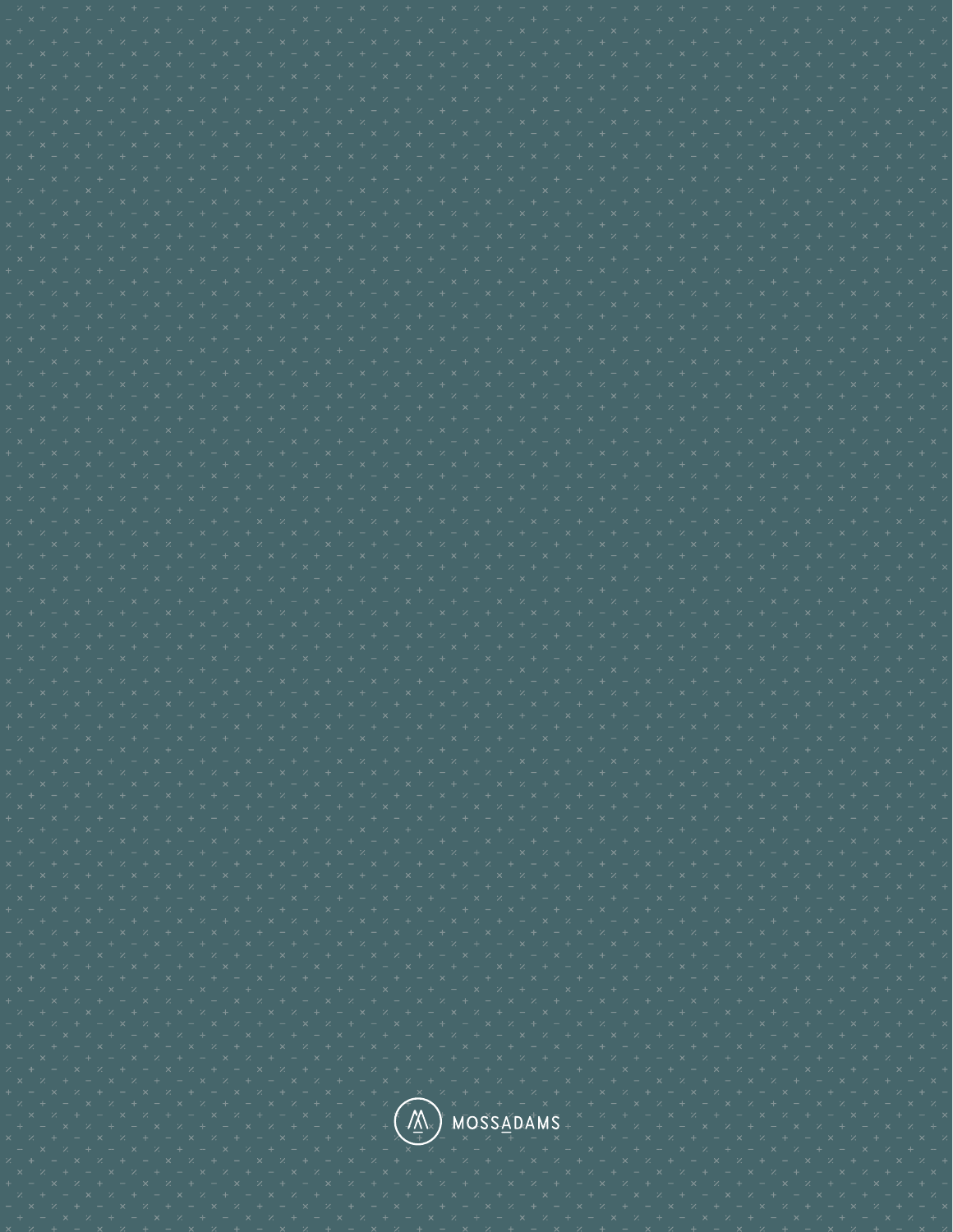MOSSADAMS